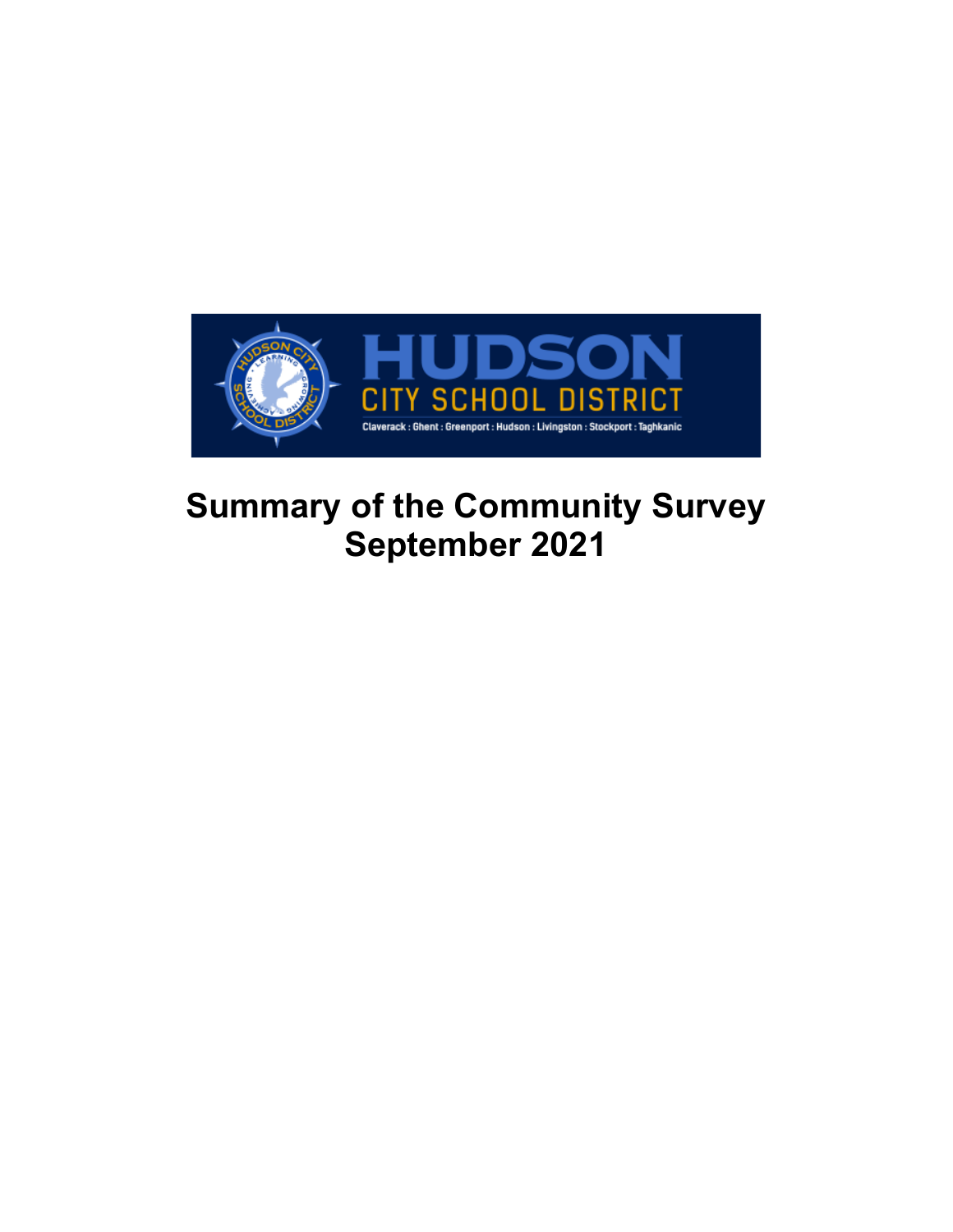HUDSON

CITY SCHOOL DISTRICT

Claverack : Ghent : Greenport : Hudson : Livingston : Stockport : Taghkanic

# Summary of the Community Survey
# September 2021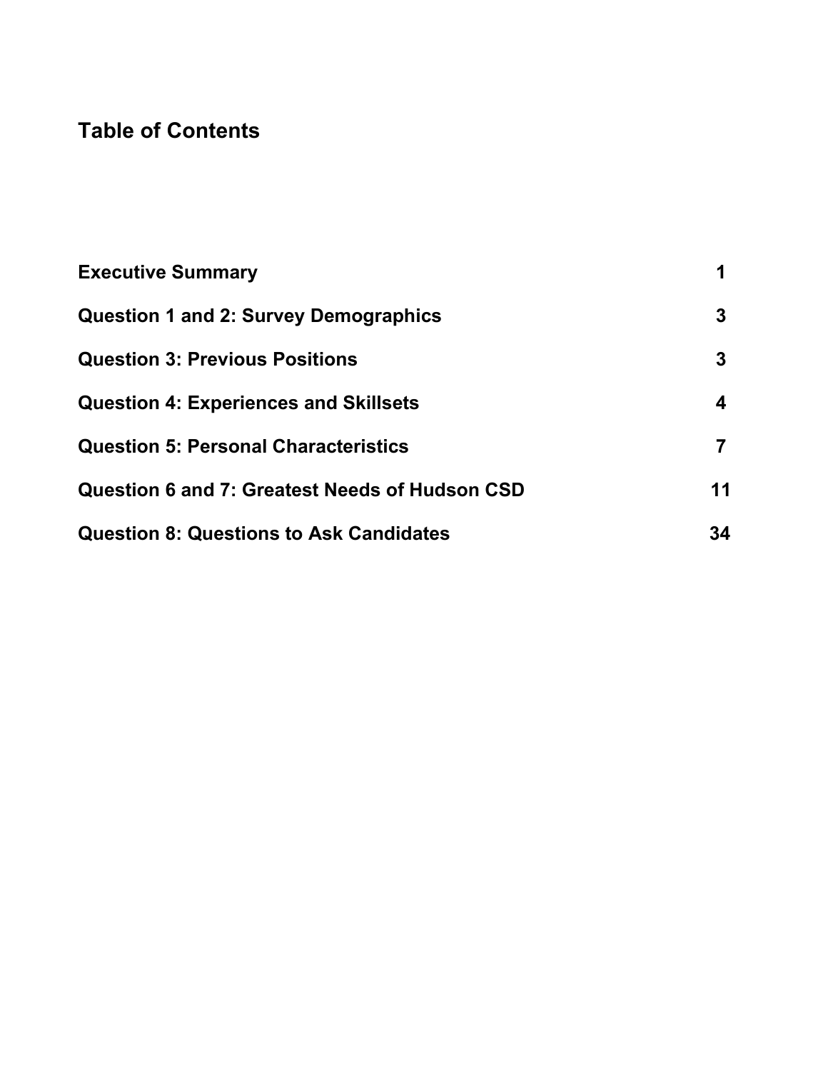## Table of Contents

| | |
|---|---|
| **Executive Summary** | **1** |
| **Question 1 and 2: Survey Demographics** | **3** |
| **Question 3: Previous Positions** | **3** |
| **Question 4: Experiences and Skillsets** | **4** |
| **Question 5: Personal Characteristics** | **7** |
| **Question 6 and 7: Greatest Needs of Hudson CSD** | **11** |
| **Question 8: Questions to Ask Candidates** | **34** |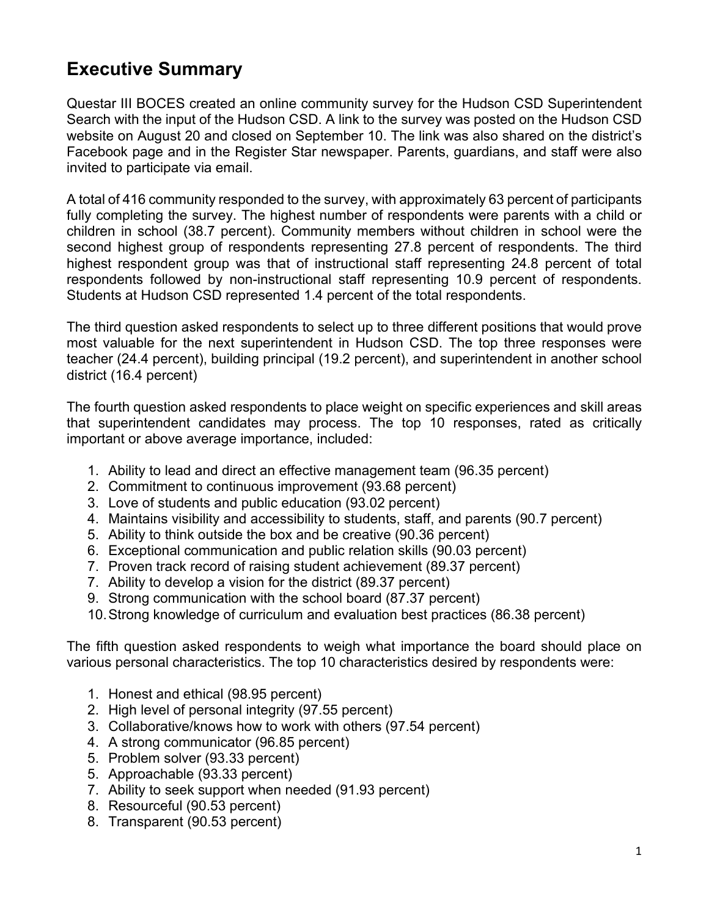# Executive Summary

Questar III BOCES created an online community survey for the Hudson CSD Superintendent Search with the input of the Hudson CSD. A link to the survey was posted on the Hudson CSD website on August 20 and closed on September 10. The link was also shared on the district's Facebook page and in the Register Star newspaper. Parents, guardians, and staff were also invited to participate via email.

A total of 416 community responded to the survey, with approximately 63 percent of participants fully completing the survey. The highest number of respondents were parents with a child or children in school (38.7 percent). Community members without children in school were the second highest group of respondents representing 27.8 percent of respondents. The third highest respondent group was that of instructional staff representing 24.8 percent of total respondents followed by non-instructional staff representing 10.9 percent of respondents. Students at Hudson CSD represented 1.4 percent of the total respondents.

The third question asked respondents to select up to three different positions that would prove most valuable for the next superintendent in Hudson CSD. The top three responses were teacher (24.4 percent), building principal (19.2 percent), and superintendent in another school district (16.4 percent)

The fourth question asked respondents to place weight on specific experiences and skill areas that superintendent candidates may process. The top 10 responses, rated as critically important or above average importance, included:

1. Ability to lead and direct an effective management team (96.35 percent)
2. Commitment to continuous improvement (93.68 percent)
3. Love of students and public education (93.02 percent)
4. Maintains visibility and accessibility to students, staff, and parents (90.7 percent)
5. Ability to think outside the box and be creative (90.36 percent)
6. Exceptional communication and public relation skills (90.03 percent)
7. Proven track record of raising student achievement (89.37 percent)
7. Ability to develop a vision for the district (89.37 percent)
9. Strong communication with the school board (87.37 percent)
10. Strong knowledge of curriculum and evaluation best practices (86.38 percent)

The fifth question asked respondents to weigh what importance the board should place on various personal characteristics. The top 10 characteristics desired by respondents were:

1. Honest and ethical (98.95 percent)
2. High level of personal integrity (97.55 percent)
3. Collaborative/knows how to work with others (97.54 percent)
4. A strong communicator (96.85 percent)
5. Problem solver (93.33 percent)
5. Approachable (93.33 percent)
7. Ability to seek support when needed (91.93 percent)
8. Resourceful (90.53 percent)
8. Transparent (90.53 percent)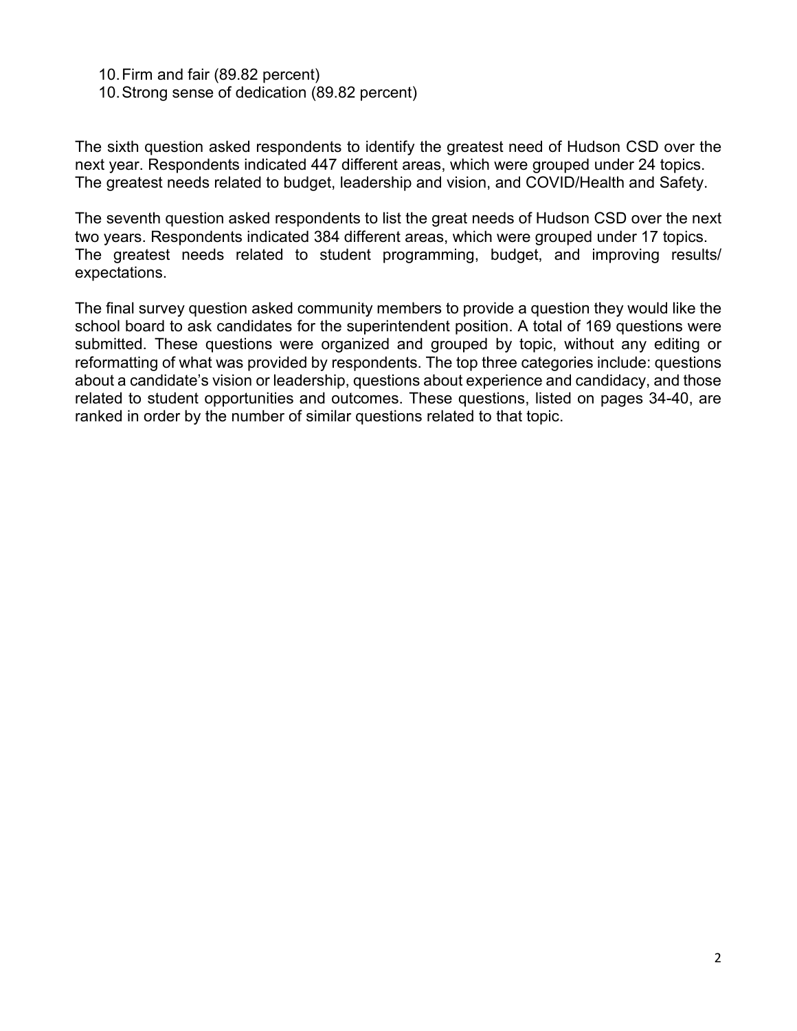10. Firm and fair (89.82 percent)
10. Strong sense of dedication (89.82 percent)

The sixth question asked respondents to identify the greatest need of Hudson CSD over the next year. Respondents indicated 447 different areas, which were grouped under 24 topics. The greatest needs related to budget, leadership and vision, and COVID/Health and Safety.

The seventh question asked respondents to list the great needs of Hudson CSD over the next two years. Respondents indicated 384 different areas, which were grouped under 17 topics. The greatest needs related to student programming, budget, and improving results/ expectations.

The final survey question asked community members to provide a question they would like the school board to ask candidates for the superintendent position. A total of 169 questions were submitted. These questions were organized and grouped by topic, without any editing or reformatting of what was provided by respondents. The top three categories include: questions about a candidate's vision or leadership, questions about experience and candidacy, and those related to student opportunities and outcomes. These questions, listed on pages 34-40, are ranked in order by the number of similar questions related to that topic.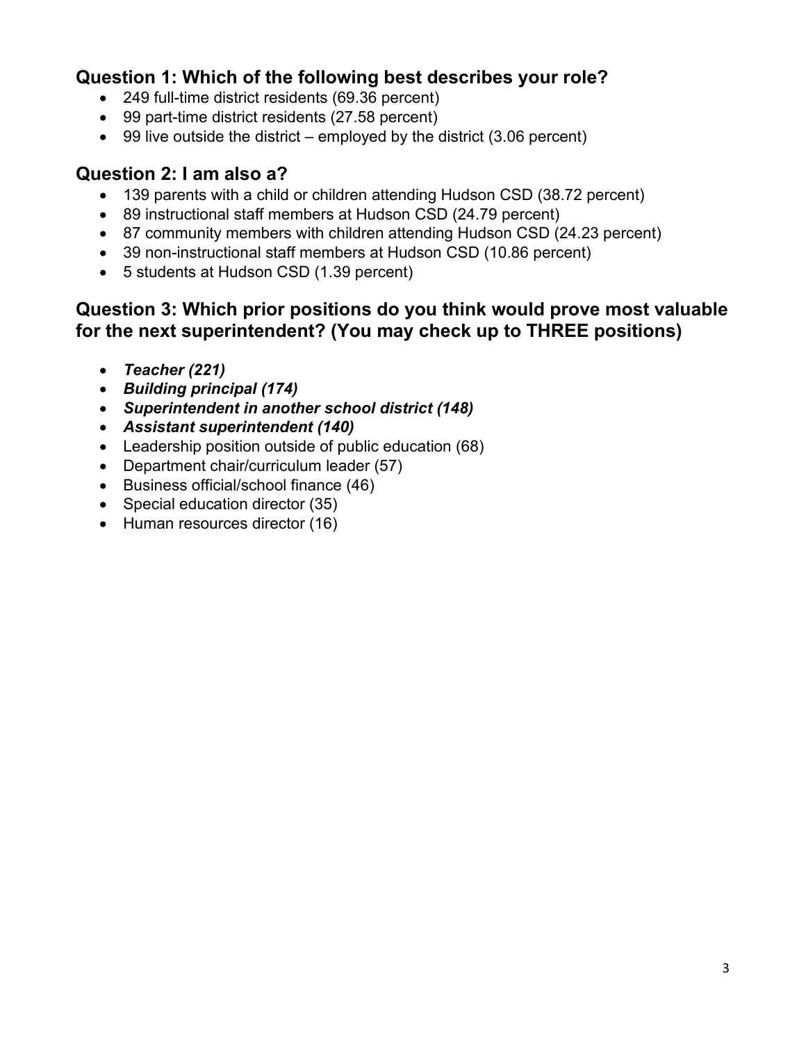## Question 1: Which of the following best describes your role?

- 249 full-time district residents (69.36 percent)
- 99 part-time district residents (27.58 percent)
- 99 live outside the district – employed by the district (3.06 percent)

## Question 2: I am also a?

- 139 parents with a child or children attending Hudson CSD (38.72 percent)
- 89 instructional staff members at Hudson CSD (24.79 percent)
- 87 community members with children attending Hudson CSD (24.23 percent)
- 39 non-instructional staff members at Hudson CSD (10.86 percent)
- 5 students at Hudson CSD (1.39 percent)

## Question 3: Which prior positions do you think would prove most valuable for the next superintendent? (You may check up to THREE positions)

- ***Teacher (221)***
- ***Building principal (174)***
- ***Superintendent in another school district (148)***
- ***Assistant superintendent (140)***
- Leadership position outside of public education (68)
- Department chair/curriculum leader (57)
- Business official/school finance (46)
- Special education director (35)
- Human resources director (16)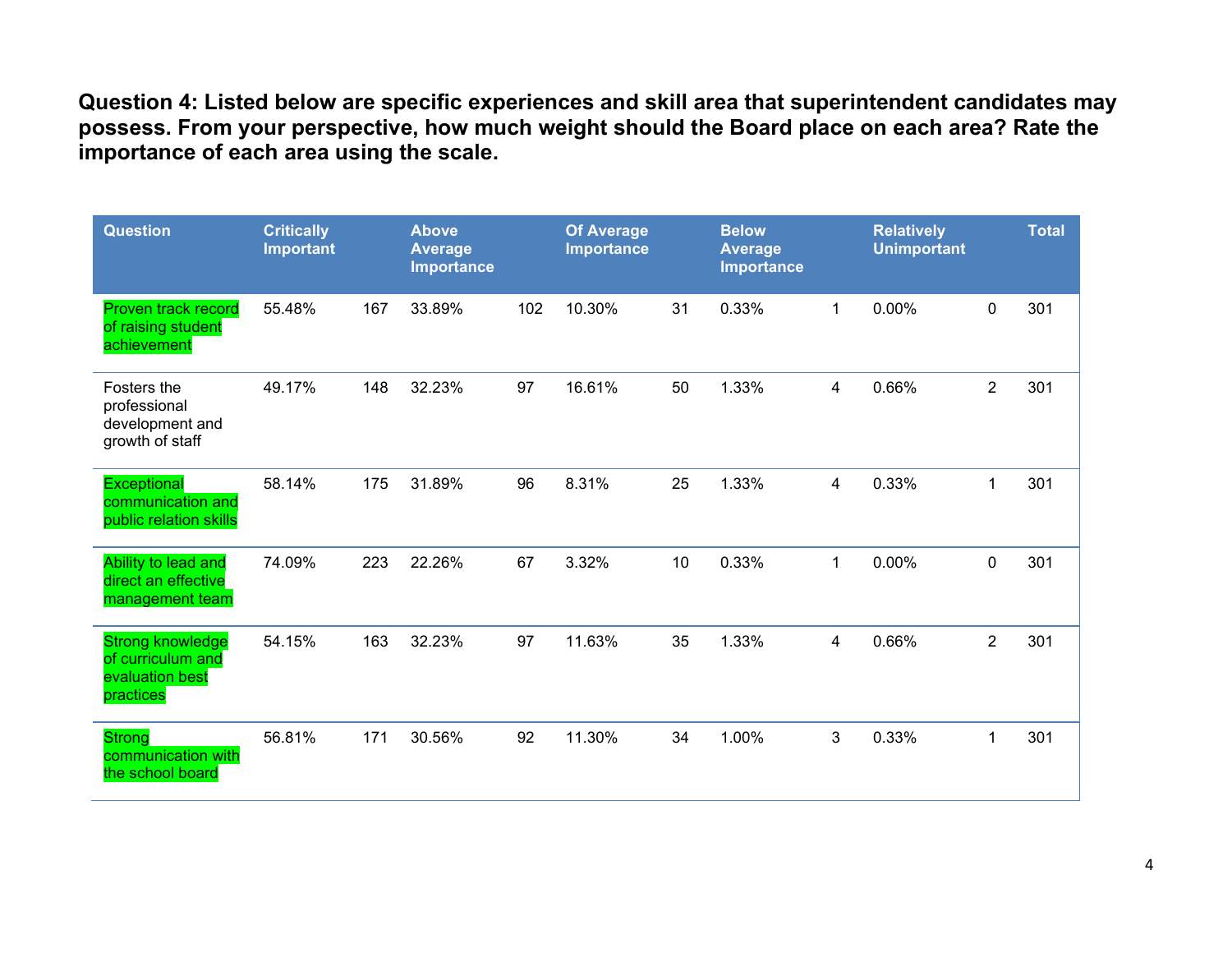**Question 4: Listed below are specific experiences and skill area that superintendent candidates may possess. From your perspective, how much weight should the Board place on each area? Rate the importance of each area using the scale.**

| Question | Critically Important | | Above Average Importance | | Of Average Importance | | Below Average Importance | | Relatively Unimportant | | Total |
|---|---|---|---|---|---|---|---|---|---|---|---|
| Proven track record of raising student achievement | 55.48% | 167 | 33.89% | 102 | 10.30% | 31 | 0.33% | 1 | 0.00% | 0 | 301 |
| Fosters the professional development and growth of staff | 49.17% | 148 | 32.23% | 97 | 16.61% | 50 | 1.33% | 4 | 0.66% | 2 | 301 |
| Exceptional communication and public relation skills | 58.14% | 175 | 31.89% | 96 | 8.31% | 25 | 1.33% | 4 | 0.33% | 1 | 301 |
| Ability to lead and direct an effective management team | 74.09% | 223 | 22.26% | 67 | 3.32% | 10 | 0.33% | 1 | 0.00% | 0 | 301 |
| Strong knowledge of curriculum and evaluation best practices | 54.15% | 163 | 32.23% | 97 | 11.63% | 35 | 1.33% | 4 | 0.66% | 2 | 301 |
| Strong communication with the school board | 56.81% | 171 | 30.56% | 92 | 11.30% | 34 | 1.00% | 3 | 0.33% | 1 | 301 |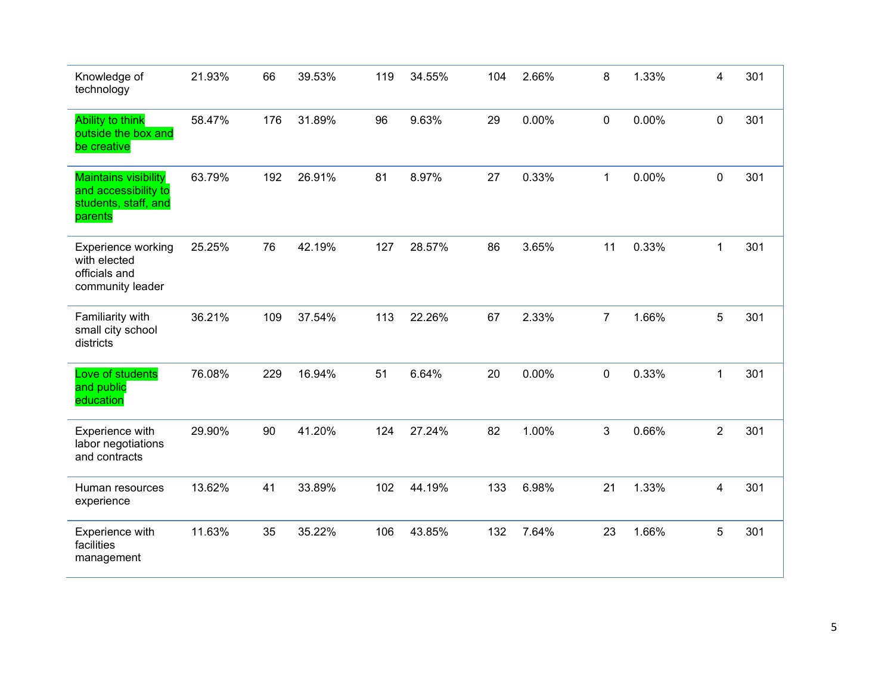| | | | | | | | | | | | |
|---|---|---|---|---|---|---|---|---|---|---|---|
| Knowledge of technology | 21.93% | 66 | 39.53% | 119 | 34.55% | 104 | 2.66% | 8 | 1.33% | 4 | 301 |
| Ability to think outside the box and be creative | 58.47% | 176 | 31.89% | 96 | 9.63% | 29 | 0.00% | 0 | 0.00% | 0 | 301 |
| Maintains visibility and accessibility to students, staff, and parents | 63.79% | 192 | 26.91% | 81 | 8.97% | 27 | 0.33% | 1 | 0.00% | 0 | 301 |
| Experience working with elected officials and community leader | 25.25% | 76 | 42.19% | 127 | 28.57% | 86 | 3.65% | 11 | 0.33% | 1 | 301 |
| Familiarity with small city school districts | 36.21% | 109 | 37.54% | 113 | 22.26% | 67 | 2.33% | 7 | 1.66% | 5 | 301 |
| Love of students and public education | 76.08% | 229 | 16.94% | 51 | 6.64% | 20 | 0.00% | 0 | 0.33% | 1 | 301 |
| Experience with labor negotiations and contracts | 29.90% | 90 | 41.20% | 124 | 27.24% | 82 | 1.00% | 3 | 0.66% | 2 | 301 |
| Human resources experience | 13.62% | 41 | 33.89% | 102 | 44.19% | 133 | 6.98% | 21 | 1.33% | 4 | 301 |
| Experience with facilities management | 11.63% | 35 | 35.22% | 106 | 43.85% | 132 | 7.64% | 23 | 1.66% | 5 | 301 |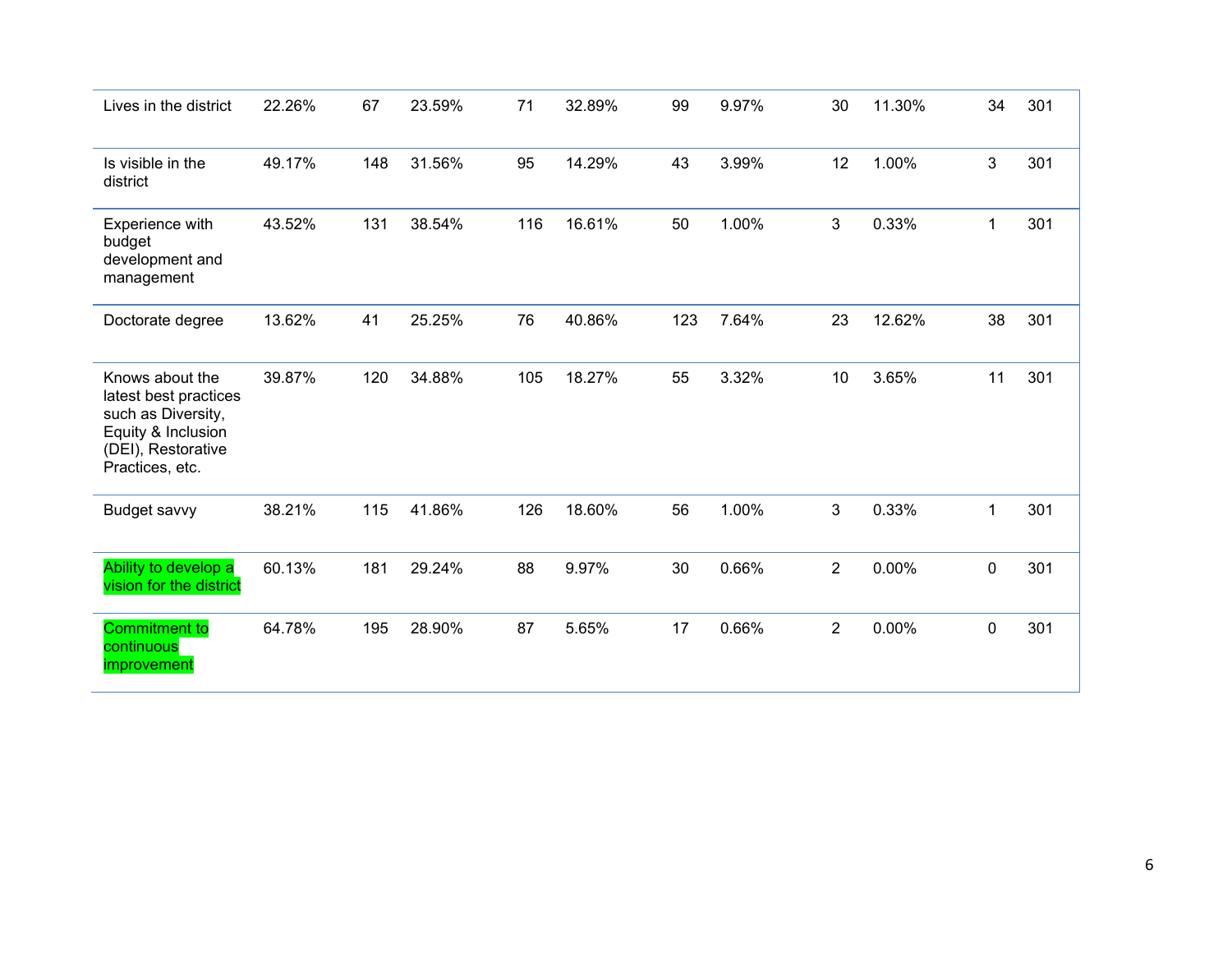| | | | | | | | | | | | |
|---|---|---|---|---|---|---|---|---|---|---|---|
| Lives in the district | 22.26% | 67 | 23.59% | 71 | 32.89% | 99 | 9.97% | 30 | 11.30% | 34 | 301 |
| Is visible in the district | 49.17% | 148 | 31.56% | 95 | 14.29% | 43 | 3.99% | 12 | 1.00% | 3 | 301 |
| Experience with budget development and management | 43.52% | 131 | 38.54% | 116 | 16.61% | 50 | 1.00% | 3 | 0.33% | 1 | 301 |
| Doctorate degree | 13.62% | 41 | 25.25% | 76 | 40.86% | 123 | 7.64% | 23 | 12.62% | 38 | 301 |
| Knows about the latest best practices such as Diversity, Equity & Inclusion (DEI), Restorative Practices, etc. | 39.87% | 120 | 34.88% | 105 | 18.27% | 55 | 3.32% | 10 | 3.65% | 11 | 301 |
| Budget savvy | 38.21% | 115 | 41.86% | 126 | 18.60% | 56 | 1.00% | 3 | 0.33% | 1 | 301 |
| Ability to develop a vision for the district | 60.13% | 181 | 29.24% | 88 | 9.97% | 30 | 0.66% | 2 | 0.00% | 0 | 301 |
| Commitment to continuous improvement | 64.78% | 195 | 28.90% | 87 | 5.65% | 17 | 0.66% | 2 | 0.00% | 0 | 301 |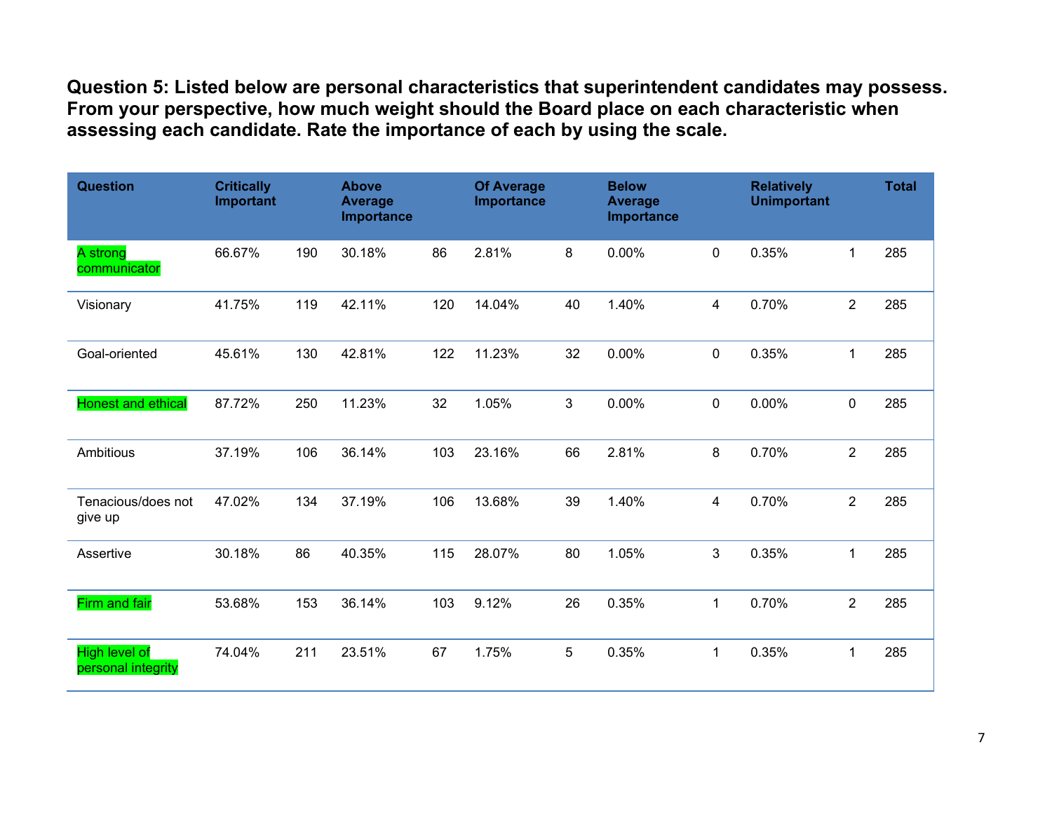**Question 5: Listed below are personal characteristics that superintendent candidates may possess. From your perspective, how much weight should the Board place on each characteristic when assessing each candidate. Rate the importance of each by using the scale.**

| Question | Critically Important | | Above Average Importance | | Of Average Importance | | Below Average Importance | | Relatively Unimportant | | Total |
|---|---|---|---|---|---|---|---|---|---|---|---|
| A strong communicator | 66.67% | 190 | 30.18% | 86 | 2.81% | 8 | 0.00% | 0 | 0.35% | 1 | 285 |
| Visionary | 41.75% | 119 | 42.11% | 120 | 14.04% | 40 | 1.40% | 4 | 0.70% | 2 | 285 |
| Goal-oriented | 45.61% | 130 | 42.81% | 122 | 11.23% | 32 | 0.00% | 0 | 0.35% | 1 | 285 |
| Honest and ethical | 87.72% | 250 | 11.23% | 32 | 1.05% | 3 | 0.00% | 0 | 0.00% | 0 | 285 |
| Ambitious | 37.19% | 106 | 36.14% | 103 | 23.16% | 66 | 2.81% | 8 | 0.70% | 2 | 285 |
| Tenacious/does not give up | 47.02% | 134 | 37.19% | 106 | 13.68% | 39 | 1.40% | 4 | 0.70% | 2 | 285 |
| Assertive | 30.18% | 86 | 40.35% | 115 | 28.07% | 80 | 1.05% | 3 | 0.35% | 1 | 285 |
| Firm and fair | 53.68% | 153 | 36.14% | 103 | 9.12% | 26 | 0.35% | 1 | 0.70% | 2 | 285 |
| High level of personal integrity | 74.04% | 211 | 23.51% | 67 | 1.75% | 5 | 0.35% | 1 | 0.35% | 1 | 285 |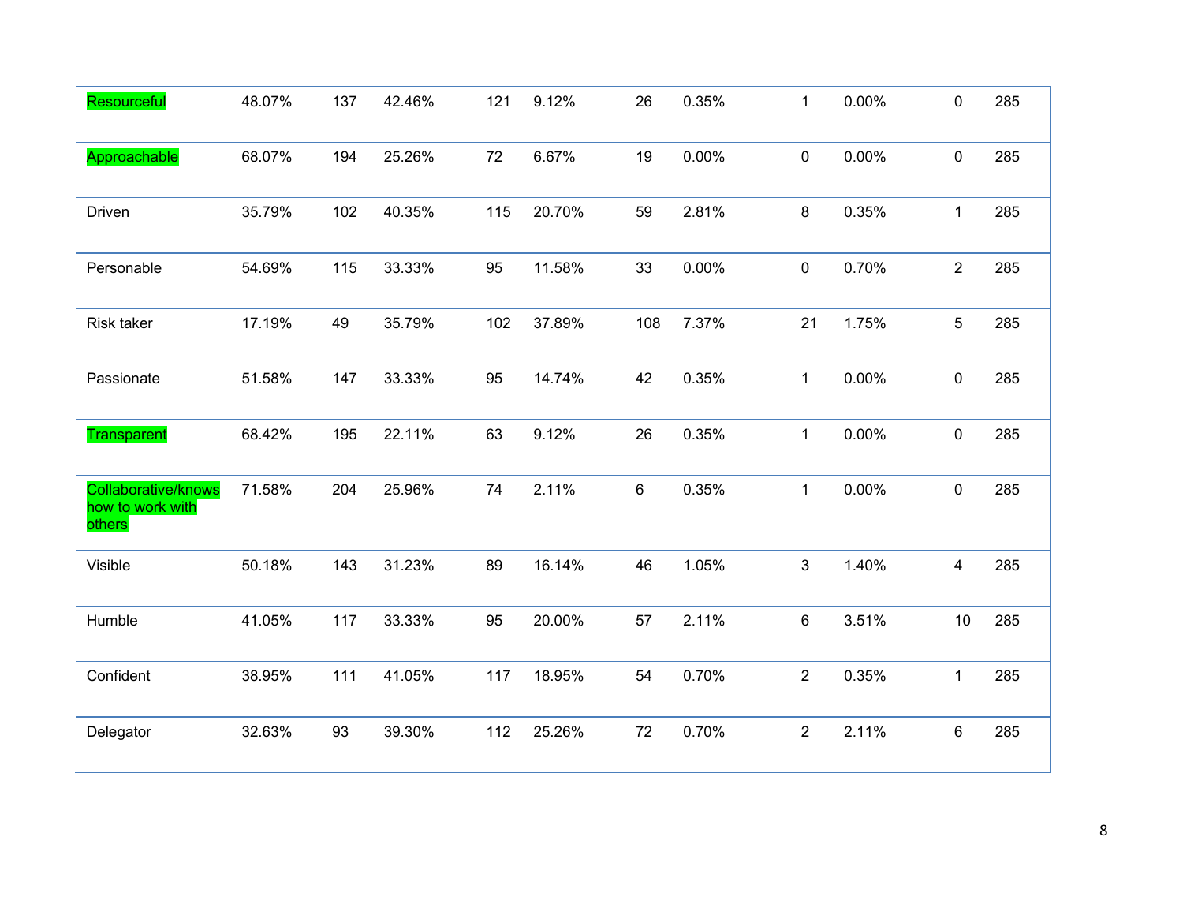| | | | | | | | | | | | |
|---|---|---|---|---|---|---|---|---|---|---|---|
| Resourceful | 48.07% | 137 | 42.46% | 121 | 9.12% | 26 | 0.35% | 1 | 0.00% | 0 | 285 |
| Approachable | 68.07% | 194 | 25.26% | 72 | 6.67% | 19 | 0.00% | 0 | 0.00% | 0 | 285 |
| Driven | 35.79% | 102 | 40.35% | 115 | 20.70% | 59 | 2.81% | 8 | 0.35% | 1 | 285 |
| Personable | 54.69% | 115 | 33.33% | 95 | 11.58% | 33 | 0.00% | 0 | 0.70% | 2 | 285 |
| Risk taker | 17.19% | 49 | 35.79% | 102 | 37.89% | 108 | 7.37% | 21 | 1.75% | 5 | 285 |
| Passionate | 51.58% | 147 | 33.33% | 95 | 14.74% | 42 | 0.35% | 1 | 0.00% | 0 | 285 |
| Transparent | 68.42% | 195 | 22.11% | 63 | 9.12% | 26 | 0.35% | 1 | 0.00% | 0 | 285 |
| Collaborative/knows how to work with others | 71.58% | 204 | 25.96% | 74 | 2.11% | 6 | 0.35% | 1 | 0.00% | 0 | 285 |
| Visible | 50.18% | 143 | 31.23% | 89 | 16.14% | 46 | 1.05% | 3 | 1.40% | 4 | 285 |
| Humble | 41.05% | 117 | 33.33% | 95 | 20.00% | 57 | 2.11% | 6 | 3.51% | 10 | 285 |
| Confident | 38.95% | 111 | 41.05% | 117 | 18.95% | 54 | 0.70% | 2 | 0.35% | 1 | 285 |
| Delegator | 32.63% | 93 | 39.30% | 112 | 25.26% | 72 | 0.70% | 2 | 2.11% | 6 | 285 |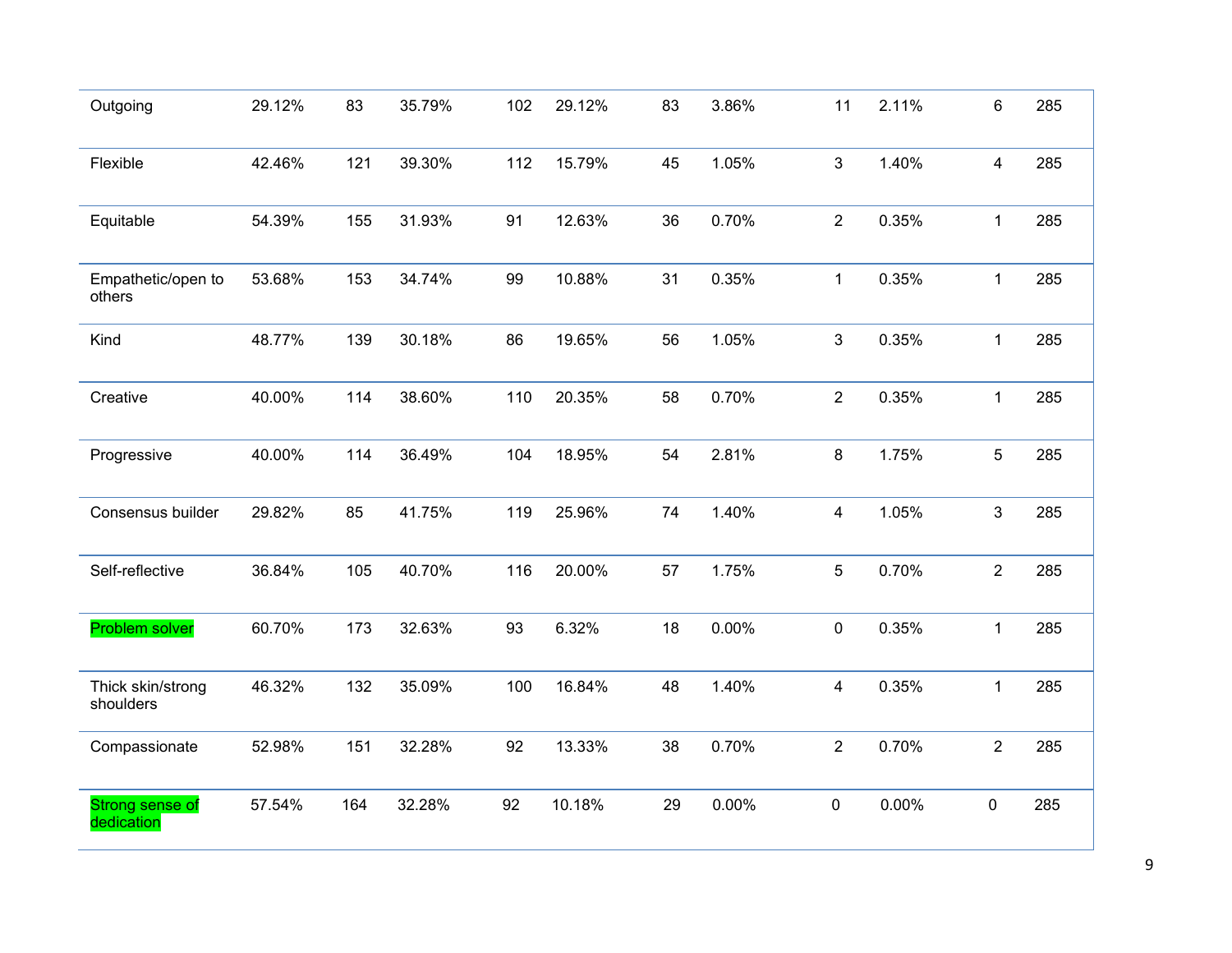| | | | | | | | | | | | |
|---|---|---|---|---|---|---|---|---|---|---|---|
| Outgoing | 29.12% | 83 | 35.79% | 102 | 29.12% | 83 | 3.86% | 11 | 2.11% | 6 | 285 |
| Flexible | 42.46% | 121 | 39.30% | 112 | 15.79% | 45 | 1.05% | 3 | 1.40% | 4 | 285 |
| Equitable | 54.39% | 155 | 31.93% | 91 | 12.63% | 36 | 0.70% | 2 | 0.35% | 1 | 285 |
| Empathetic/open to others | 53.68% | 153 | 34.74% | 99 | 10.88% | 31 | 0.35% | 1 | 0.35% | 1 | 285 |
| Kind | 48.77% | 139 | 30.18% | 86 | 19.65% | 56 | 1.05% | 3 | 0.35% | 1 | 285 |
| Creative | 40.00% | 114 | 38.60% | 110 | 20.35% | 58 | 0.70% | 2 | 0.35% | 1 | 285 |
| Progressive | 40.00% | 114 | 36.49% | 104 | 18.95% | 54 | 2.81% | 8 | 1.75% | 5 | 285 |
| Consensus builder | 29.82% | 85 | 41.75% | 119 | 25.96% | 74 | 1.40% | 4 | 1.05% | 3 | 285 |
| Self-reflective | 36.84% | 105 | 40.70% | 116 | 20.00% | 57 | 1.75% | 5 | 0.70% | 2 | 285 |
| Problem solver | 60.70% | 173 | 32.63% | 93 | 6.32% | 18 | 0.00% | 0 | 0.35% | 1 | 285 |
| Thick skin/strong shoulders | 46.32% | 132 | 35.09% | 100 | 16.84% | 48 | 1.40% | 4 | 0.35% | 1 | 285 |
| Compassionate | 52.98% | 151 | 32.28% | 92 | 13.33% | 38 | 0.70% | 2 | 0.70% | 2 | 285 |
| Strong sense of dedication | 57.54% | 164 | 32.28% | 92 | 10.18% | 29 | 0.00% | 0 | 0.00% | 0 | 285 |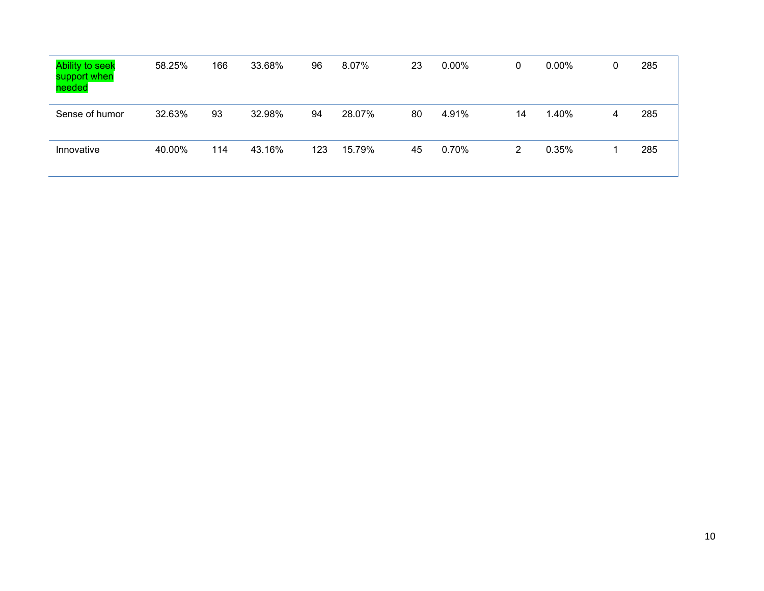| | | | | | | | | | | | |
|---|---|---|---|---|---|---|---|---|---|---|---|
| Ability to seek support when needed | 58.25% | 166 | 33.68% | 96 | 8.07% | 23 | 0.00% | 0 | 0.00% | 0 | 285 |
| Sense of humor | 32.63% | 93 | 32.98% | 94 | 28.07% | 80 | 4.91% | 14 | 1.40% | 4 | 285 |
| Innovative | 40.00% | 114 | 43.16% | 123 | 15.79% | 45 | 0.70% | 2 | 0.35% | 1 | 285 |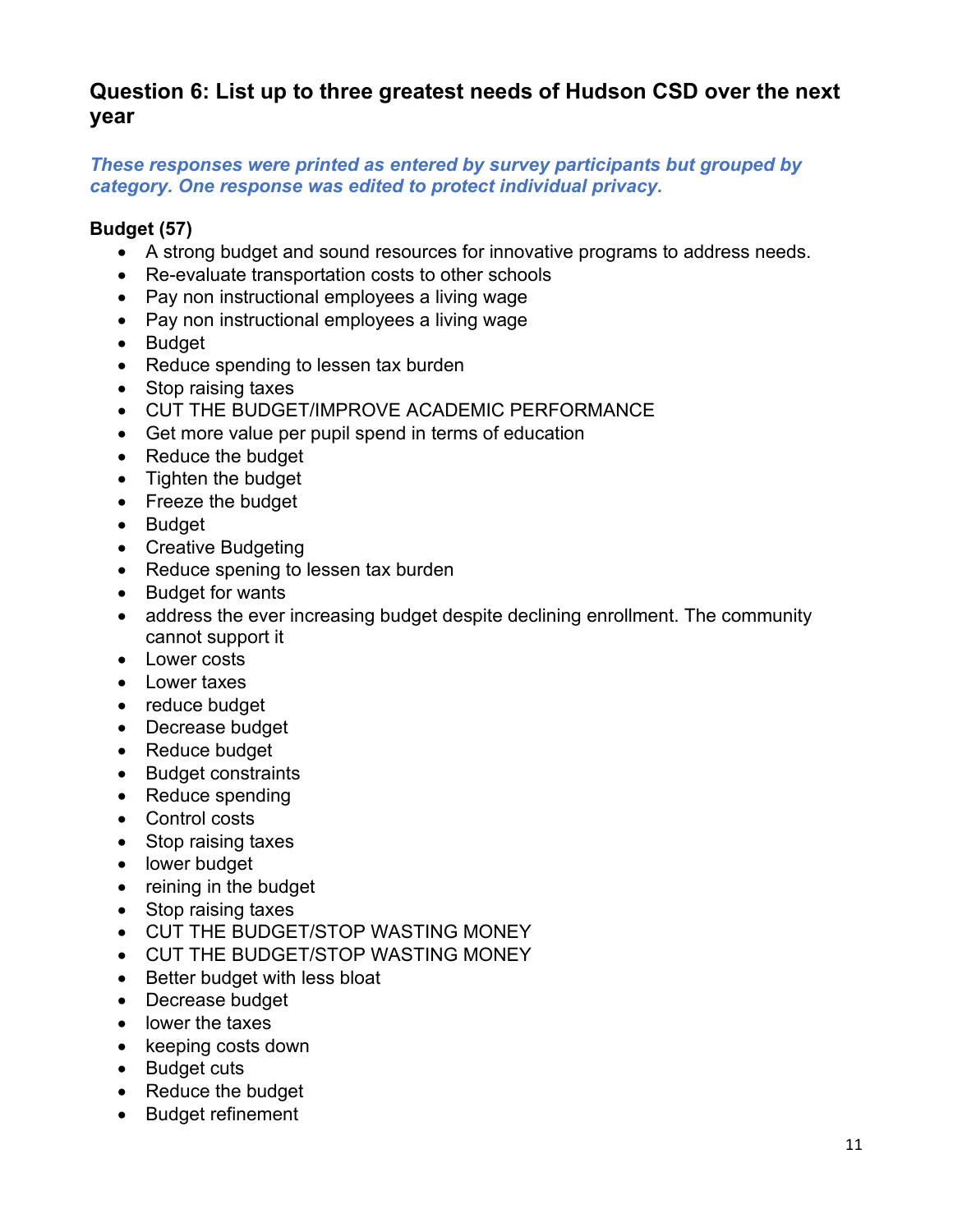## Question 6: List up to three greatest needs of Hudson CSD over the next year

***These responses were printed as entered by survey participants but grouped by category. One response was edited to protect individual privacy.***

**Budget (57)**

- A strong budget and sound resources for innovative programs to address needs.
- Re-evaluate transportation costs to other schools
- Pay non instructional employees a living wage
- Pay non instructional employees a living wage
- Budget
- Reduce spending to lessen tax burden
- Stop raising taxes
- CUT THE BUDGET/IMPROVE ACADEMIC PERFORMANCE
- Get more value per pupil spend in terms of education
- Reduce the budget
- Tighten the budget
- Freeze the budget
- Budget
- Creative Budgeting
- Reduce spening to lessen tax burden
- Budget for wants
- address the ever increasing budget despite declining enrollment. The community cannot support it
- Lower costs
- Lower taxes
- reduce budget
- Decrease budget
- Reduce budget
- Budget constraints
- Reduce spending
- Control costs
- Stop raising taxes
- lower budget
- reining in the budget
- Stop raising taxes
- CUT THE BUDGET/STOP WASTING MONEY
- CUT THE BUDGET/STOP WASTING MONEY
- Better budget with less bloat
- Decrease budget
- lower the taxes
- keeping costs down
- Budget cuts
- Reduce the budget
- Budget refinement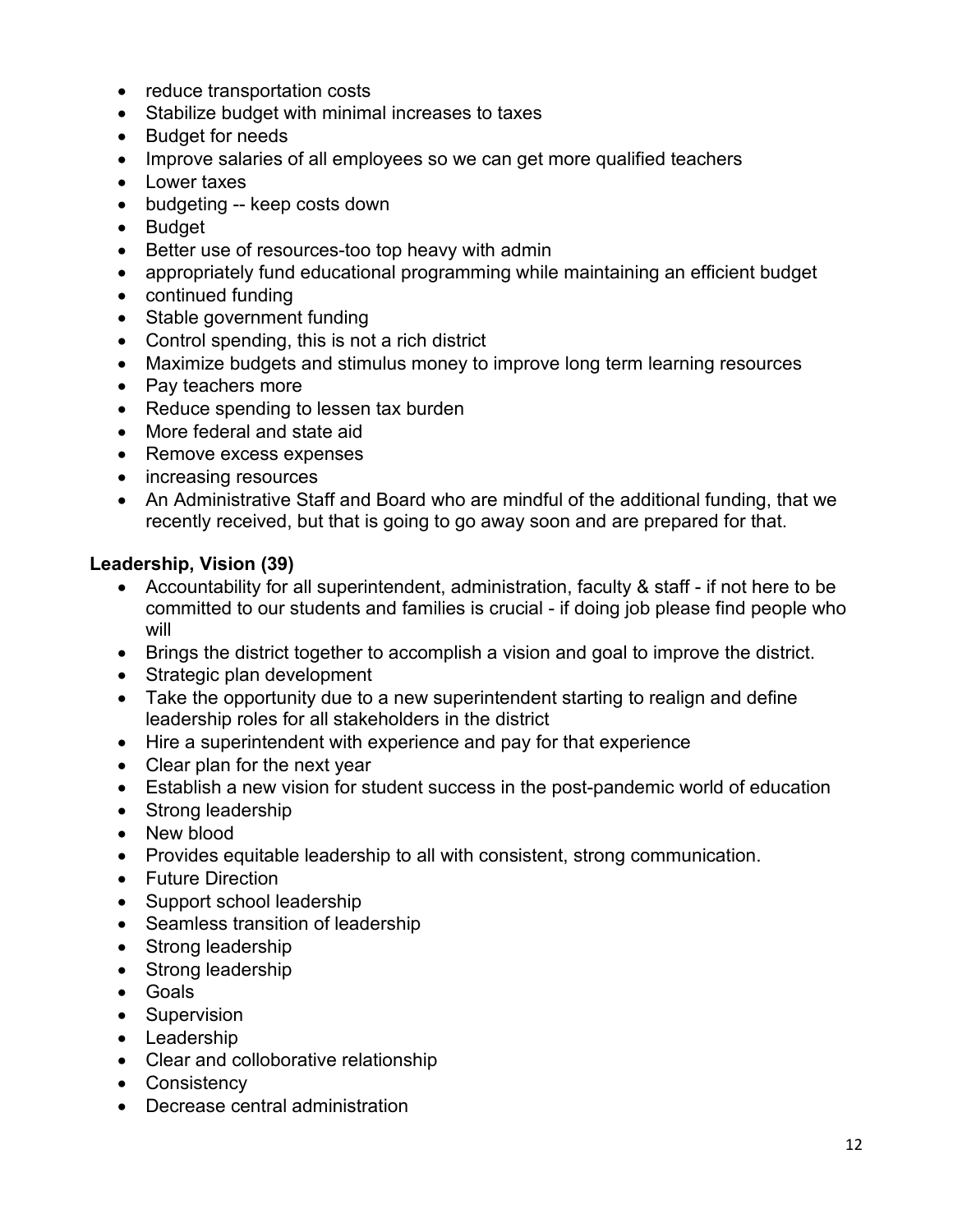- reduce transportation costs
- Stabilize budget with minimal increases to taxes
- Budget for needs
- Improve salaries of all employees so we can get more qualified teachers
- Lower taxes
- budgeting -- keep costs down
- Budget
- Better use of resources-too top heavy with admin
- appropriately fund educational programming while maintaining an efficient budget
- continued funding
- Stable government funding
- Control spending, this is not a rich district
- Maximize budgets and stimulus money to improve long term learning resources
- Pay teachers more
- Reduce spending to lessen tax burden
- More federal and state aid
- Remove excess expenses
- increasing resources
- An Administrative Staff and Board who are mindful of the additional funding, that we recently received, but that is going to go away soon and are prepared for that.

**Leadership, Vision (39)**

- Accountability for all superintendent, administration, faculty & staff - if not here to be committed to our students and families is crucial - if doing job please find people who will
- Brings the district together to accomplish a vision and goal to improve the district.
- Strategic plan development
- Take the opportunity due to a new superintendent starting to realign and define leadership roles for all stakeholders in the district
- Hire a superintendent with experience and pay for that experience
- Clear plan for the next year
- Establish a new vision for student success in the post-pandemic world of education
- Strong leadership
- New blood
- Provides equitable leadership to all with consistent, strong communication.
- Future Direction
- Support school leadership
- Seamless transition of leadership
- Strong leadership
- Strong leadership
- Goals
- Supervision
- Leadership
- Clear and colloborative relationship
- Consistency
- Decrease central administration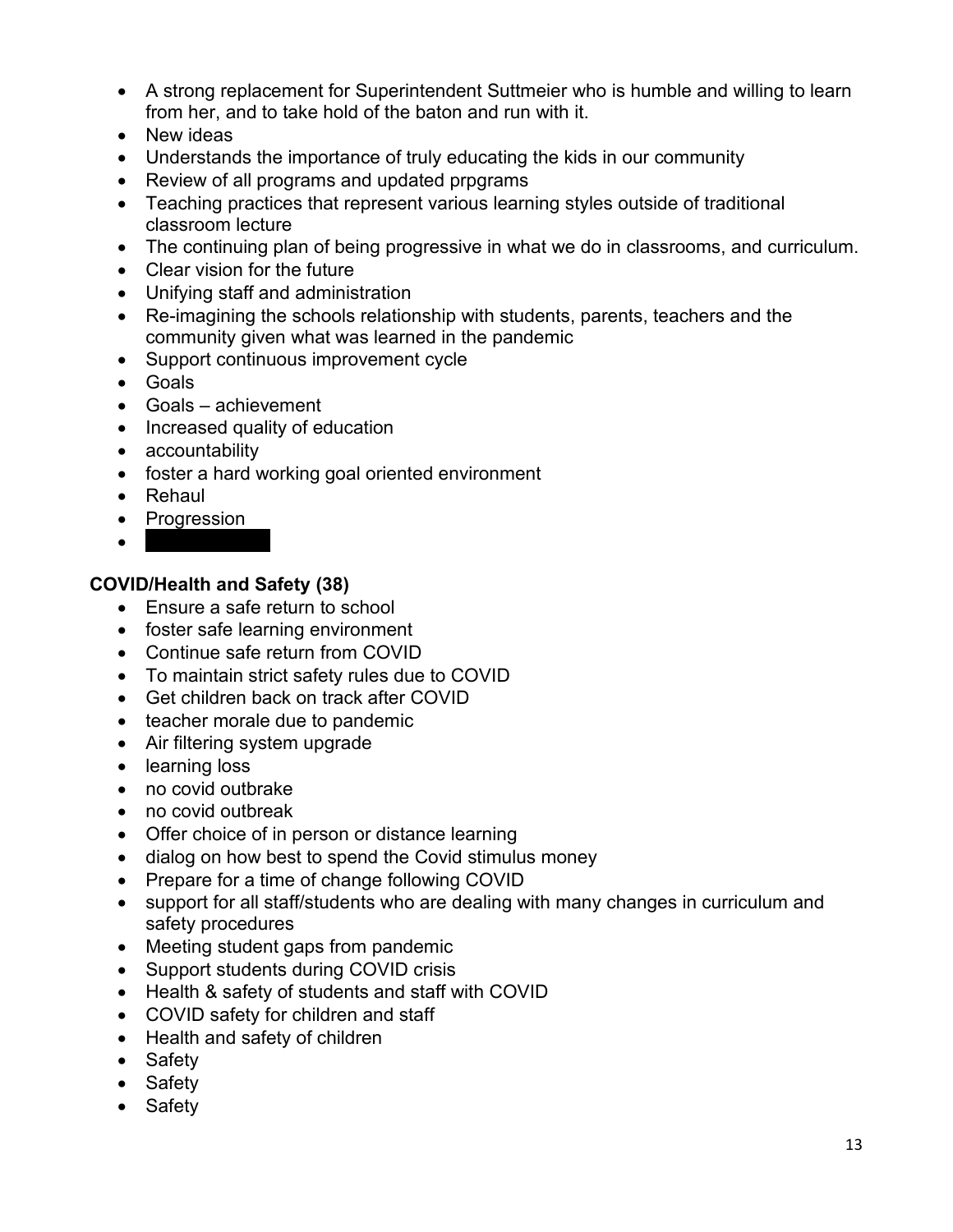- A strong replacement for Superintendent Suttmeier who is humble and willing to learn from her, and to take hold of the baton and run with it.
- New ideas
- Understands the importance of truly educating the kids in our community
- Review of all programs and updated prpgrams
- Teaching practices that represent various learning styles outside of traditional classroom lecture
- The continuing plan of being progressive in what we do in classrooms, and curriculum.
- Clear vision for the future
- Unifying staff and administration
- Re-imagining the schools relationship with students, parents, teachers and the community given what was learned in the pandemic
- Support continuous improvement cycle
- Goals
- Goals – achievement
- Increased quality of education
- accountability
- foster a hard working goal oriented environment
- Rehaul
- Progression
- 

**COVID/Health and Safety (38)**

- Ensure a safe return to school
- foster safe learning environment
- Continue safe return from COVID
- To maintain strict safety rules due to COVID
- Get children back on track after COVID
- teacher morale due to pandemic
- Air filtering system upgrade
- learning loss
- no covid outbrake
- no covid outbreak
- Offer choice of in person or distance learning
- dialog on how best to spend the Covid stimulus money
- Prepare for a time of change following COVID
- support for all staff/students who are dealing with many changes in curriculum and safety procedures
- Meeting student gaps from pandemic
- Support students during COVID crisis
- Health & safety of students and staff with COVID
- COVID safety for children and staff
- Health and safety of children
- Safety
- Safety
- Safety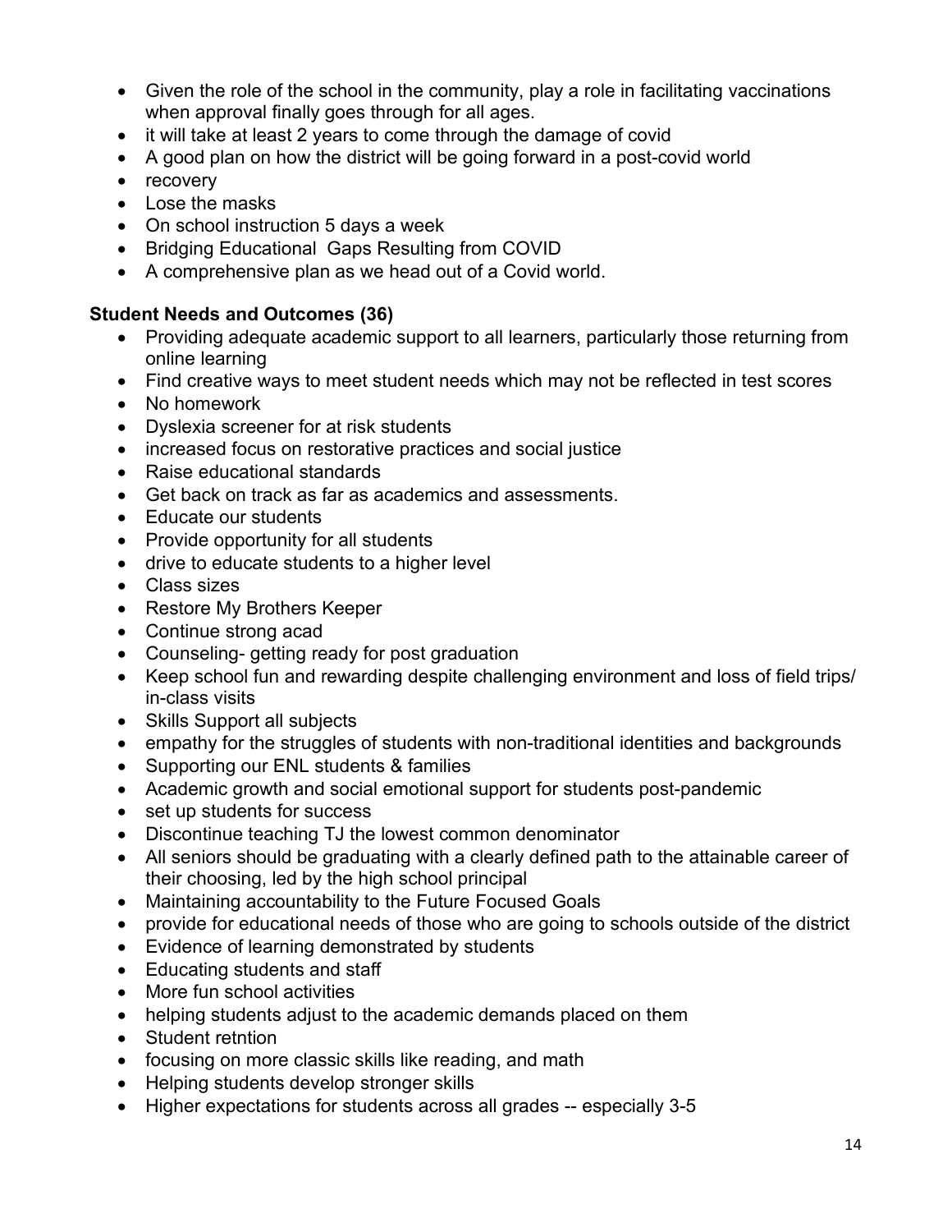- Given the role of the school in the community, play a role in facilitating vaccinations when approval finally goes through for all ages.
- it will take at least 2 years to come through the damage of covid
- A good plan on how the district will be going forward in a post-covid world
- recovery
- Lose the masks
- On school instruction 5 days a week
- Bridging Educational Gaps Resulting from COVID
- A comprehensive plan as we head out of a Covid world.

**Student Needs and Outcomes (36)**

- Providing adequate academic support to all learners, particularly those returning from online learning
- Find creative ways to meet student needs which may not be reflected in test scores
- No homework
- Dyslexia screener for at risk students
- increased focus on restorative practices and social justice
- Raise educational standards
- Get back on track as far as academics and assessments.
- Educate our students
- Provide opportunity for all students
- drive to educate students to a higher level
- Class sizes
- Restore My Brothers Keeper
- Continue strong acad
- Counseling- getting ready for post graduation
- Keep school fun and rewarding despite challenging environment and loss of field trips/ in-class visits
- Skills Support all subjects
- empathy for the struggles of students with non-traditional identities and backgrounds
- Supporting our ENL students & families
- Academic growth and social emotional support for students post-pandemic
- set up students for success
- Discontinue teaching TJ the lowest common denominator
- All seniors should be graduating with a clearly defined path to the attainable career of their choosing, led by the high school principal
- Maintaining accountability to the Future Focused Goals
- provide for educational needs of those who are going to schools outside of the district
- Evidence of learning demonstrated by students
- Educating students and staff
- More fun school activities
- helping students adjust to the academic demands placed on them
- Student retntion
- focusing on more classic skills like reading, and math
- Helping students develop stronger skills
- Higher expectations for students across all grades -- especially 3-5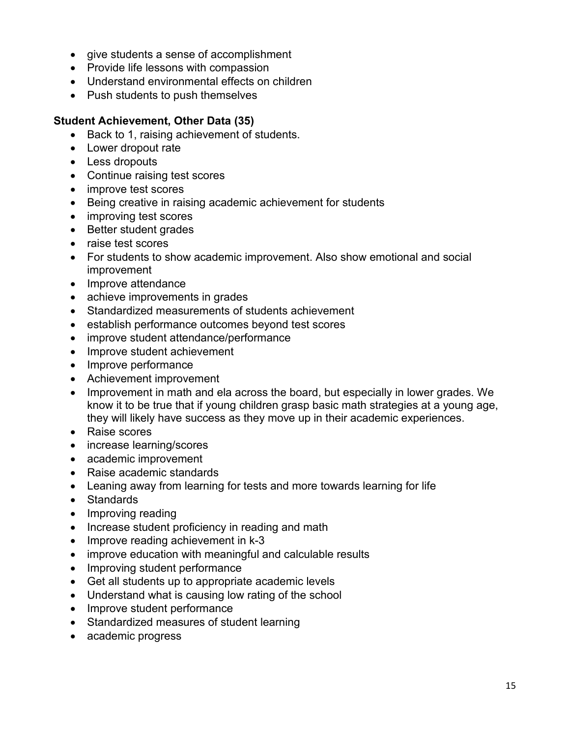- give students a sense of accomplishment
- Provide life lessons with compassion
- Understand environmental effects on children
- Push students to push themselves

**Student Achievement, Other Data (35)**

- Back to 1, raising achievement of students.
- Lower dropout rate
- Less dropouts
- Continue raising test scores
- improve test scores
- Being creative in raising academic achievement for students
- improving test scores
- Better student grades
- raise test scores
- For students to show academic improvement. Also show emotional and social improvement
- Improve attendance
- achieve improvements in grades
- Standardized measurements of students achievement
- establish performance outcomes beyond test scores
- improve student attendance/performance
- Improve student achievement
- Improve performance
- Achievement improvement
- Improvement in math and ela across the board, but especially in lower grades. We know it to be true that if young children grasp basic math strategies at a young age, they will likely have success as they move up in their academic experiences.
- Raise scores
- increase learning/scores
- academic improvement
- Raise academic standards
- Leaning away from learning for tests and more towards learning for life
- Standards
- Improving reading
- Increase student proficiency in reading and math
- Improve reading achievement in k-3
- improve education with meaningful and calculable results
- Improving student performance
- Get all students up to appropriate academic levels
- Understand what is causing low rating of the school
- Improve student performance
- Standardized measures of student learning
- academic progress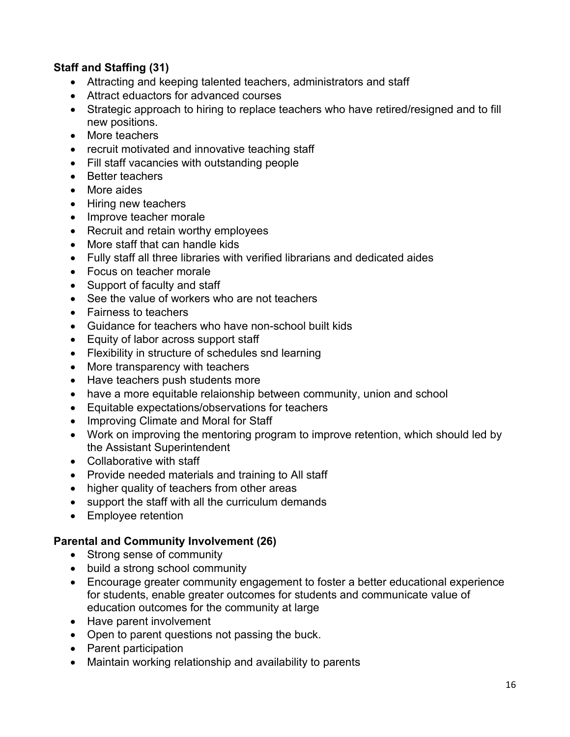**Staff and Staffing (31)**

- Attracting and keeping talented teachers, administrators and staff
- Attract eduactors for advanced courses
- Strategic approach to hiring to replace teachers who have retired/resigned and to fill new positions.
- More teachers
- recruit motivated and innovative teaching staff
- Fill staff vacancies with outstanding people
- Better teachers
- More aides
- Hiring new teachers
- Improve teacher morale
- Recruit and retain worthy employees
- More staff that can handle kids
- Fully staff all three libraries with verified librarians and dedicated aides
- Focus on teacher morale
- Support of faculty and staff
- See the value of workers who are not teachers
- Fairness to teachers
- Guidance for teachers who have non-school built kids
- Equity of labor across support staff
- Flexibility in structure of schedules snd learning
- More transparency with teachers
- Have teachers push students more
- have a more equitable relaionship between community, union and school
- Equitable expectations/observations for teachers
- Improving Climate and Moral for Staff
- Work on improving the mentoring program to improve retention, which should led by the Assistant Superintendent
- Collaborative with staff
- Provide needed materials and training to All staff
- higher quality of teachers from other areas
- support the staff with all the curriculum demands
- Employee retention

**Parental and Community Involvement (26)**

- Strong sense of community
- build a strong school community
- Encourage greater community engagement to foster a better educational experience for students, enable greater outcomes for students and communicate value of education outcomes for the community at large
- Have parent involvement
- Open to parent questions not passing the buck.
- Parent participation
- Maintain working relationship and availability to parents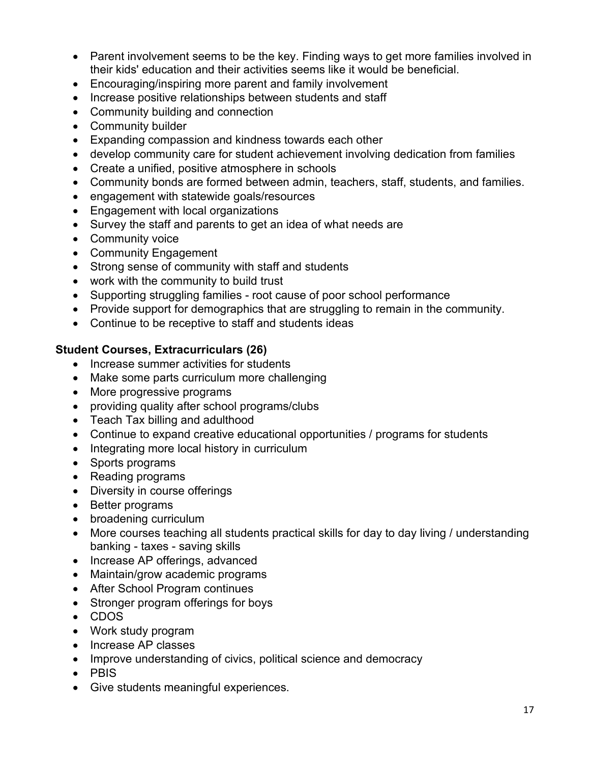- Parent involvement seems to be the key. Finding ways to get more families involved in their kids' education and their activities seems like it would be beneficial.
- Encouraging/inspiring more parent and family involvement
- Increase positive relationships between students and staff
- Community building and connection
- Community builder
- Expanding compassion and kindness towards each other
- develop community care for student achievement involving dedication from families
- Create a unified, positive atmosphere in schools
- Community bonds are formed between admin, teachers, staff, students, and families.
- engagement with statewide goals/resources
- Engagement with local organizations
- Survey the staff and parents to get an idea of what needs are
- Community voice
- Community Engagement
- Strong sense of community with staff and students
- work with the community to build trust
- Supporting struggling families - root cause of poor school performance
- Provide support for demographics that are struggling to remain in the community.
- Continue to be receptive to staff and students ideas

**Student Courses, Extracurriculars (26)**

- Increase summer activities for students
- Make some parts curriculum more challenging
- More progressive programs
- providing quality after school programs/clubs
- Teach Tax billing and adulthood
- Continue to expand creative educational opportunities / programs for students
- Integrating more local history in curriculum
- Sports programs
- Reading programs
- Diversity in course offerings
- Better programs
- broadening curriculum
- More courses teaching all students practical skills for day to day living / understanding banking - taxes - saving skills
- Increase AP offerings, advanced
- Maintain/grow academic programs
- After School Program continues
- Stronger program offerings for boys
- CDOS
- Work study program
- Increase AP classes
- Improve understanding of civics, political science and democracy
- PBIS
- Give students meaningful experiences.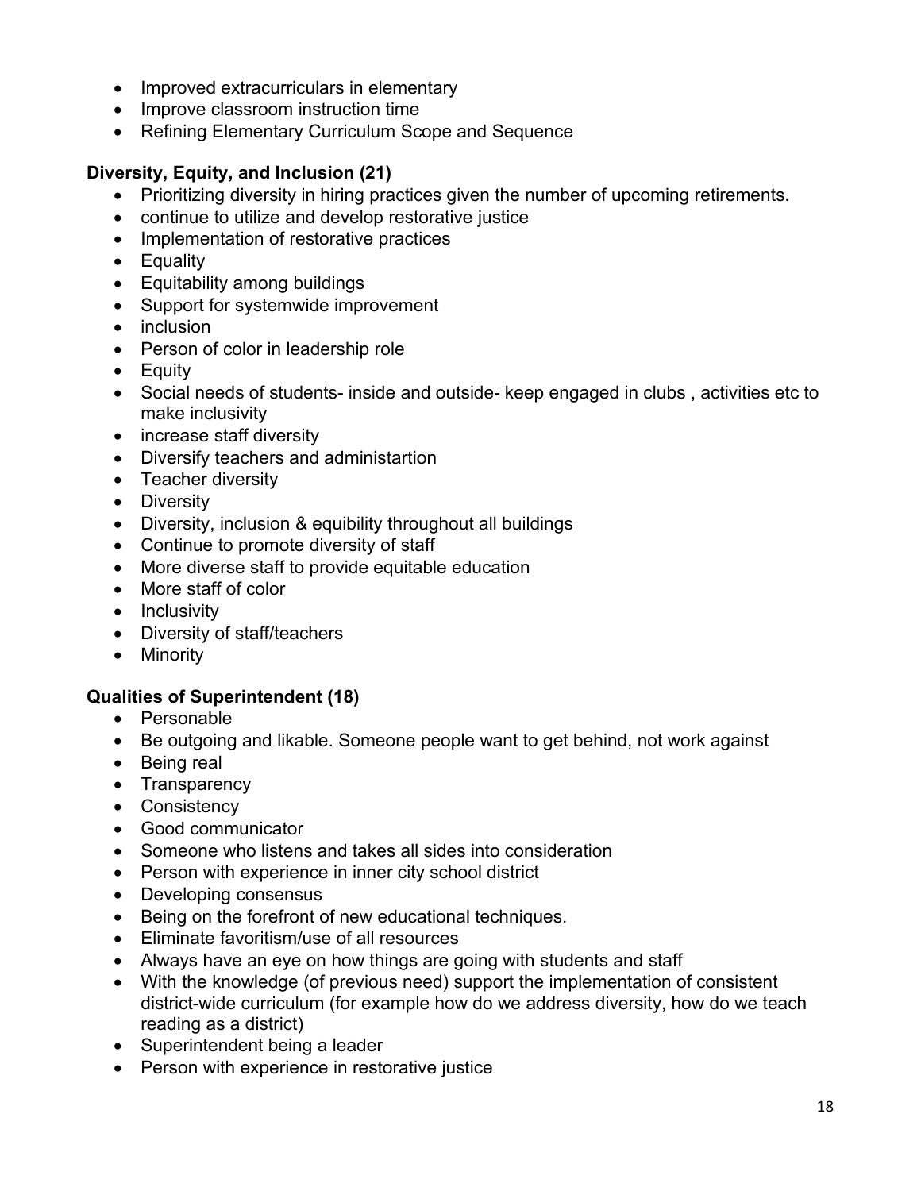- Improved extracurriculars in elementary
- Improve classroom instruction time
- Refining Elementary Curriculum Scope and Sequence

**Diversity, Equity, and Inclusion (21)**

- Prioritizing diversity in hiring practices given the number of upcoming retirements.
- continue to utilize and develop restorative justice
- Implementation of restorative practices
- Equality
- Equitability among buildings
- Support for systemwide improvement
- inclusion
- Person of color in leadership role
- Equity
- Social needs of students- inside and outside- keep engaged in clubs , activities etc to make inclusivity
- increase staff diversity
- Diversify teachers and administartion
- Teacher diversity
- Diversity
- Diversity, inclusion & equibility throughout all buildings
- Continue to promote diversity of staff
- More diverse staff to provide equitable education
- More staff of color
- Inclusivity
- Diversity of staff/teachers
- Minority

**Qualities of Superintendent (18)**

- Personable
- Be outgoing and likable. Someone people want to get behind, not work against
- Being real
- Transparency
- Consistency
- Good communicator
- Someone who listens and takes all sides into consideration
- Person with experience in inner city school district
- Developing consensus
- Being on the forefront of new educational techniques.
- Eliminate favoritism/use of all resources
- Always have an eye on how things are going with students and staff
- With the knowledge (of previous need) support the implementation of consistent district-wide curriculum (for example how do we address diversity, how do we teach reading as a district)
- Superintendent being a leader
- Person with experience in restorative justice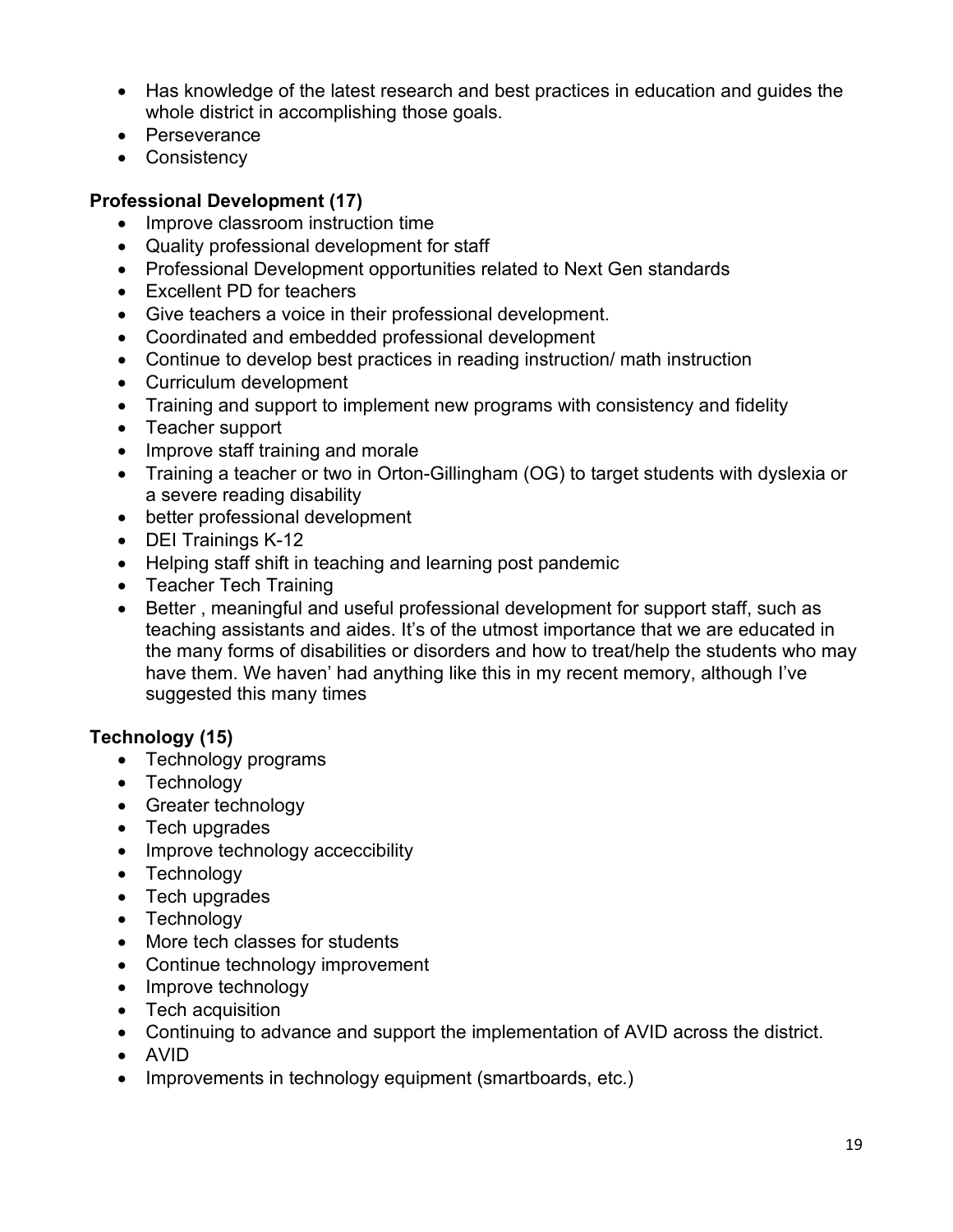- Has knowledge of the latest research and best practices in education and guides the whole district in accomplishing those goals.
- Perseverance
- Consistency

**Professional Development (17)**

- Improve classroom instruction time
- Quality professional development for staff
- Professional Development opportunities related to Next Gen standards
- Excellent PD for teachers
- Give teachers a voice in their professional development.
- Coordinated and embedded professional development
- Continue to develop best practices in reading instruction/ math instruction
- Curriculum development
- Training and support to implement new programs with consistency and fidelity
- Teacher support
- Improve staff training and morale
- Training a teacher or two in Orton-Gillingham (OG) to target students with dyslexia or a severe reading disability
- better professional development
- DEI Trainings K-12
- Helping staff shift in teaching and learning post pandemic
- Teacher Tech Training
- Better , meaningful and useful professional development for support staff, such as teaching assistants and aides. It's of the utmost importance that we are educated in the many forms of disabilities or disorders and how to treat/help the students who may have them. We haven' had anything like this in my recent memory, although I've suggested this many times

**Technology (15)**

- Technology programs
- Technology
- Greater technology
- Tech upgrades
- Improve technology acceccibility
- Technology
- Tech upgrades
- Technology
- More tech classes for students
- Continue technology improvement
- Improve technology
- Tech acquisition
- Continuing to advance and support the implementation of AVID across the district.
- AVID
- Improvements in technology equipment (smartboards, etc.)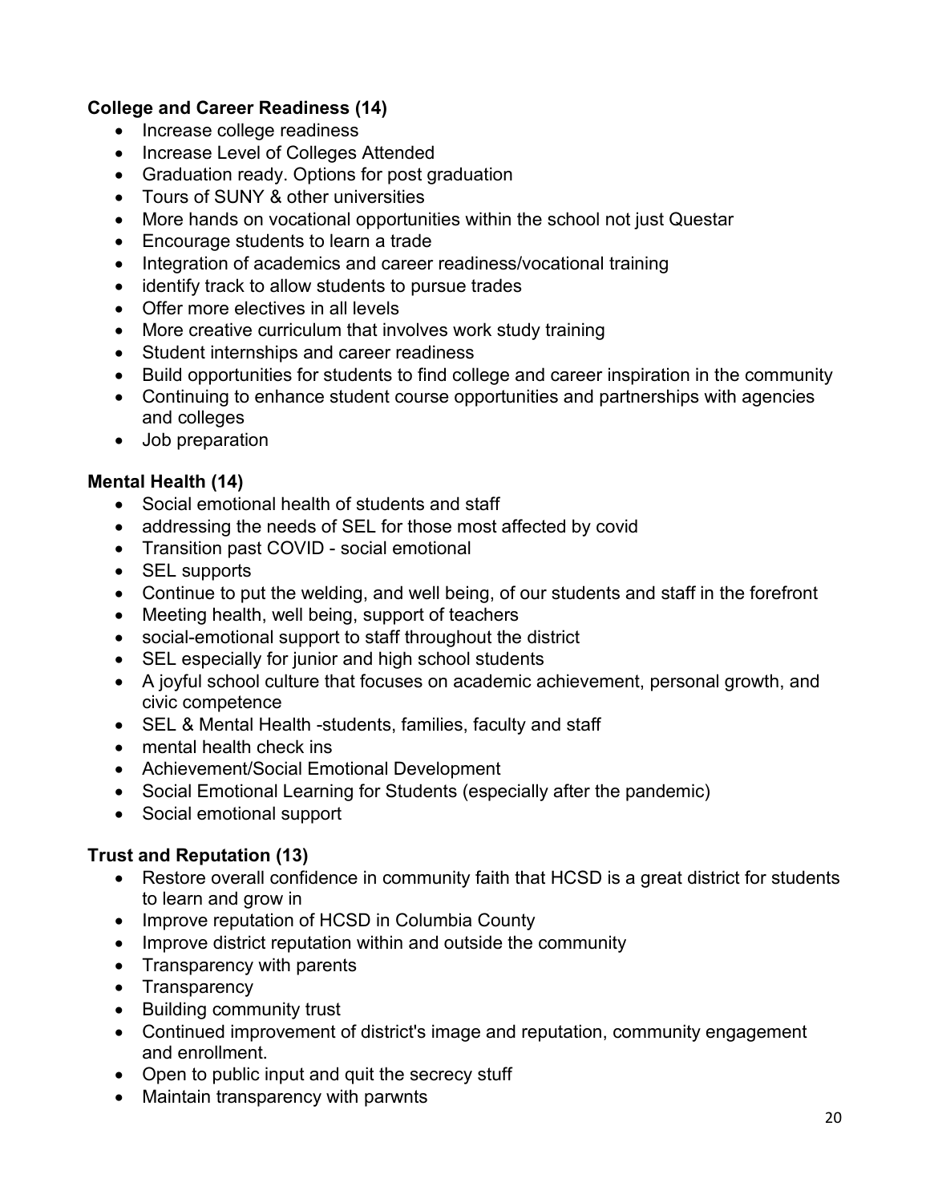**College and Career Readiness (14)**

- Increase college readiness
- Increase Level of Colleges Attended
- Graduation ready. Options for post graduation
- Tours of SUNY & other universities
- More hands on vocational opportunities within the school not just Questar
- Encourage students to learn a trade
- Integration of academics and career readiness/vocational training
- identify track to allow students to pursue trades
- Offer more electives in all levels
- More creative curriculum that involves work study training
- Student internships and career readiness
- Build opportunities for students to find college and career inspiration in the community
- Continuing to enhance student course opportunities and partnerships with agencies and colleges
- Job preparation

**Mental Health (14)**

- Social emotional health of students and staff
- addressing the needs of SEL for those most affected by covid
- Transition past COVID - social emotional
- SEL supports
- Continue to put the welding, and well being, of our students and staff in the forefront
- Meeting health, well being, support of teachers
- social-emotional support to staff throughout the district
- SEL especially for junior and high school students
- A joyful school culture that focuses on academic achievement, personal growth, and civic competence
- SEL & Mental Health -students, families, faculty and staff
- mental health check ins
- Achievement/Social Emotional Development
- Social Emotional Learning for Students (especially after the pandemic)
- Social emotional support

**Trust and Reputation (13)**

- Restore overall confidence in community faith that HCSD is a great district for students to learn and grow in
- Improve reputation of HCSD in Columbia County
- Improve district reputation within and outside the community
- Transparency with parents
- Transparency
- Building community trust
- Continued improvement of district's image and reputation, community engagement and enrollment.
- Open to public input and quit the secrecy stuff
- Maintain transparency with parwnts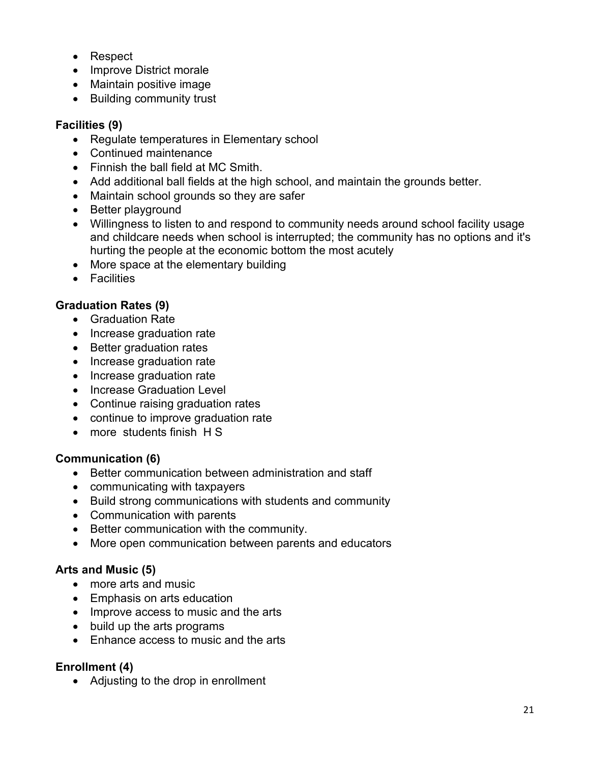- Respect
- Improve District morale
- Maintain positive image
- Building community trust

**Facilities (9)**

- Regulate temperatures in Elementary school
- Continued maintenance
- Finnish the ball field at MC Smith.
- Add additional ball fields at the high school, and maintain the grounds better.
- Maintain school grounds so they are safer
- Better playground
- Willingness to listen to and respond to community needs around school facility usage and childcare needs when school is interrupted; the community has no options and it's hurting the people at the economic bottom the most acutely
- More space at the elementary building
- Facilities

**Graduation Rates (9)**

- Graduation Rate
- Increase graduation rate
- Better graduation rates
- Increase graduation rate
- Increase graduation rate
- Increase Graduation Level
- Continue raising graduation rates
- continue to improve graduation rate
- more students finish H S

**Communication (6)**

- Better communication between administration and staff
- communicating with taxpayers
- Build strong communications with students and community
- Communication with parents
- Better communication with the community.
- More open communication between parents and educators

**Arts and Music (5)**

- more arts and music
- Emphasis on arts education
- Improve access to music and the arts
- build up the arts programs
- Enhance access to music and the arts

**Enrollment (4)**

- Adjusting to the drop in enrollment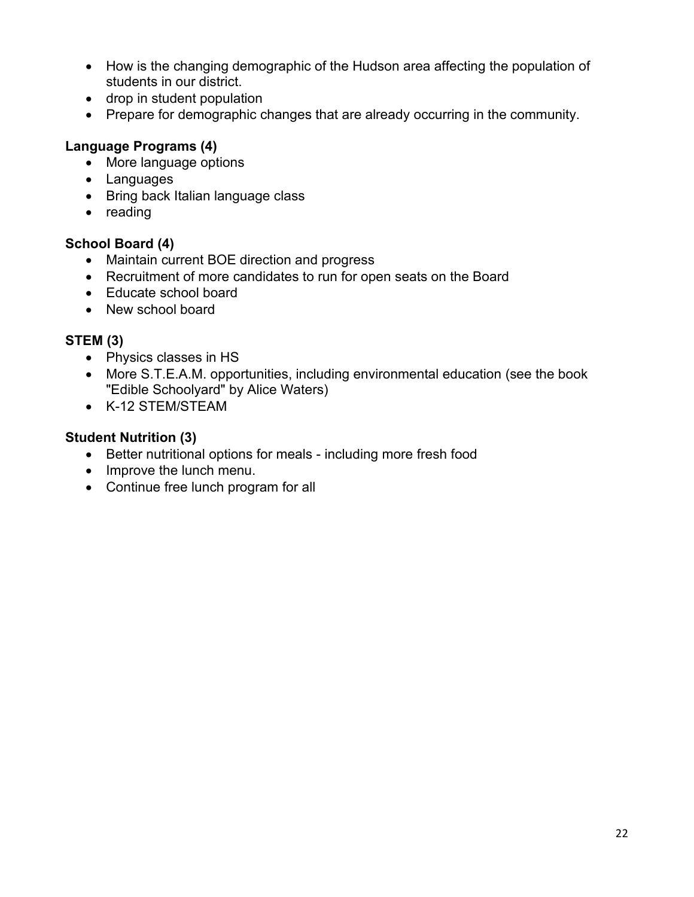- How is the changing demographic of the Hudson area affecting the population of students in our district.
- drop in student population
- Prepare for demographic changes that are already occurring in the community.

**Language Programs (4)**

- More language options
- Languages
- Bring back Italian language class
- reading

**School Board (4)**

- Maintain current BOE direction and progress
- Recruitment of more candidates to run for open seats on the Board
- Educate school board
- New school board

**STEM (3)**

- Physics classes in HS
- More S.T.E.A.M. opportunities, including environmental education (see the book "Edible Schoolyard" by Alice Waters)
- K-12 STEM/STEAM

**Student Nutrition (3)**

- Better nutritional options for meals - including more fresh food
- Improve the lunch menu.
- Continue free lunch program for all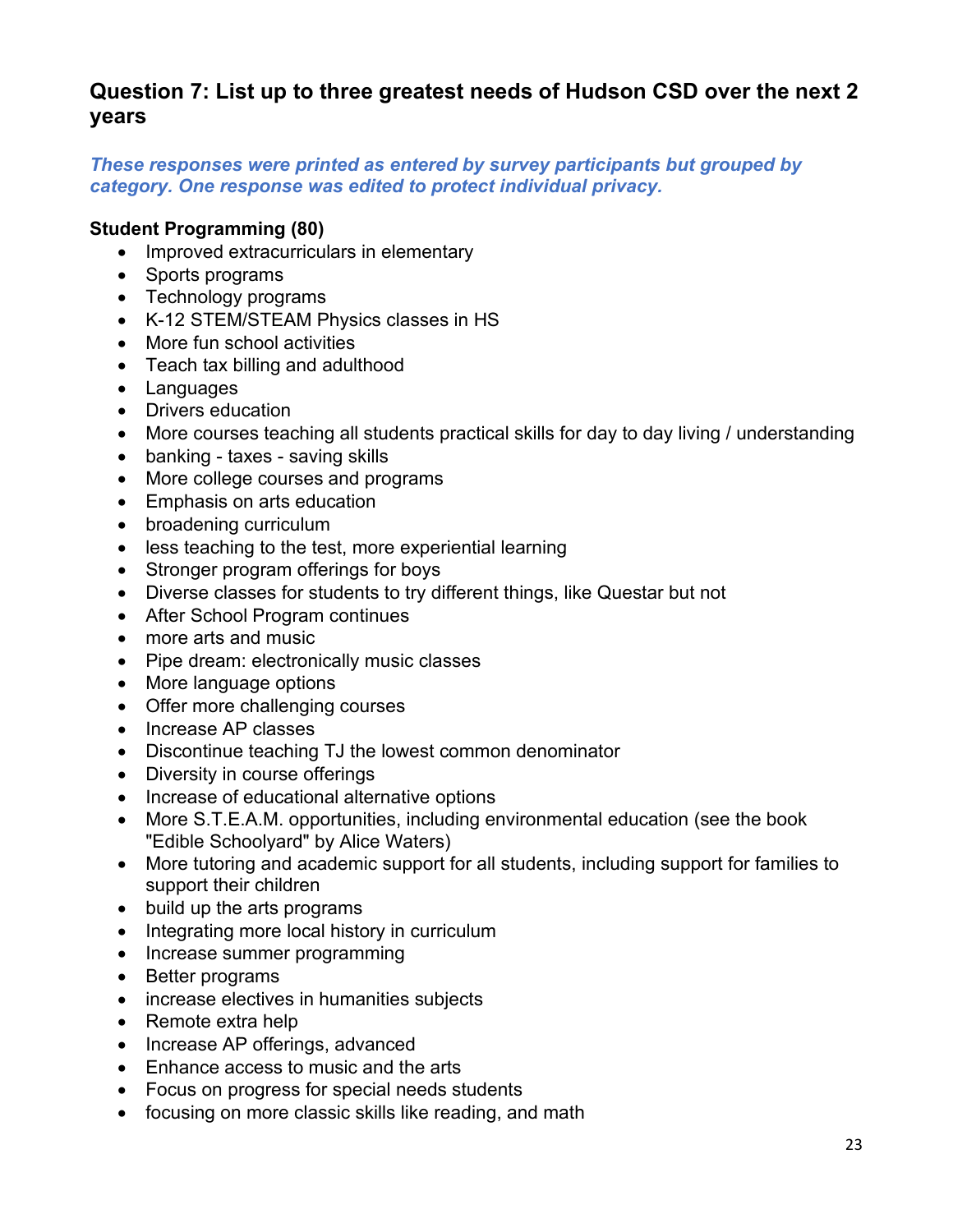## Question 7: List up to three greatest needs of Hudson CSD over the next 2 years

***These responses were printed as entered by survey participants but grouped by category. One response was edited to protect individual privacy.***

**Student Programming (80)**

- Improved extracurriculars in elementary
- Sports programs
- Technology programs
- K-12 STEM/STEAM Physics classes in HS
- More fun school activities
- Teach tax billing and adulthood
- Languages
- Drivers education
- More courses teaching all students practical skills for day to day living / understanding
- banking - taxes - saving skills
- More college courses and programs
- Emphasis on arts education
- broadening curriculum
- less teaching to the test, more experiential learning
- Stronger program offerings for boys
- Diverse classes for students to try different things, like Questar but not
- After School Program continues
- more arts and music
- Pipe dream: electronically music classes
- More language options
- Offer more challenging courses
- Increase AP classes
- Discontinue teaching TJ the lowest common denominator
- Diversity in course offerings
- Increase of educational alternative options
- More S.T.E.A.M. opportunities, including environmental education (see the book "Edible Schoolyard" by Alice Waters)
- More tutoring and academic support for all students, including support for families to support their children
- build up the arts programs
- Integrating more local history in curriculum
- Increase summer programming
- Better programs
- increase electives in humanities subjects
- Remote extra help
- Increase AP offerings, advanced
- Enhance access to music and the arts
- Focus on progress for special needs students
- focusing on more classic skills like reading, and math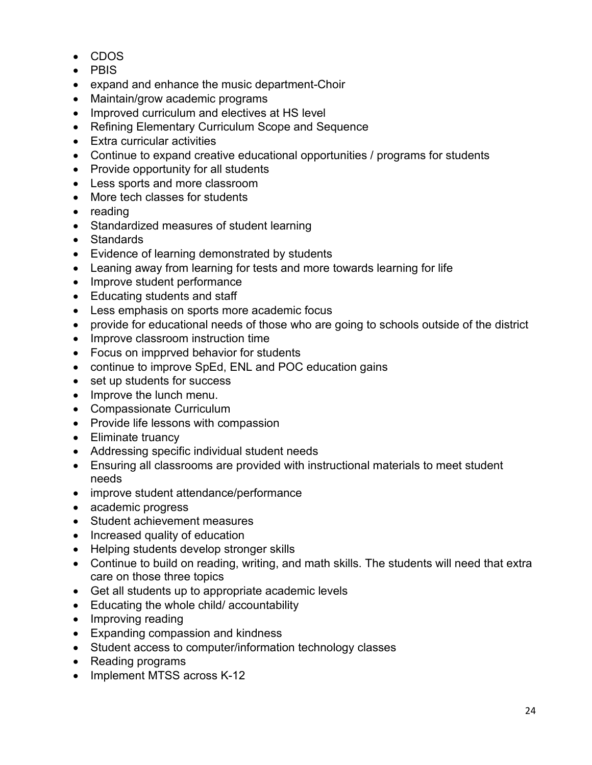- CDOS
- PBIS
- expand and enhance the music department-Choir
- Maintain/grow academic programs
- Improved curriculum and electives at HS level
- Refining Elementary Curriculum Scope and Sequence
- Extra curricular activities
- Continue to expand creative educational opportunities / programs for students
- Provide opportunity for all students
- Less sports and more classroom
- More tech classes for students
- reading
- Standardized measures of student learning
- Standards
- Evidence of learning demonstrated by students
- Leaning away from learning for tests and more towards learning for life
- Improve student performance
- Educating students and staff
- Less emphasis on sports more academic focus
- provide for educational needs of those who are going to schools outside of the district
- Improve classroom instruction time
- Focus on impprved behavior for students
- continue to improve SpEd, ENL and POC education gains
- set up students for success
- Improve the lunch menu.
- Compassionate Curriculum
- Provide life lessons with compassion
- Eliminate truancy
- Addressing specific individual student needs
- Ensuring all classrooms are provided with instructional materials to meet student needs
- improve student attendance/performance
- academic progress
- Student achievement measures
- Increased quality of education
- Helping students develop stronger skills
- Continue to build on reading, writing, and math skills. The students will need that extra care on those three topics
- Get all students up to appropriate academic levels
- Educating the whole child/ accountability
- Improving reading
- Expanding compassion and kindness
- Student access to computer/information technology classes
- Reading programs
- Implement MTSS across K-12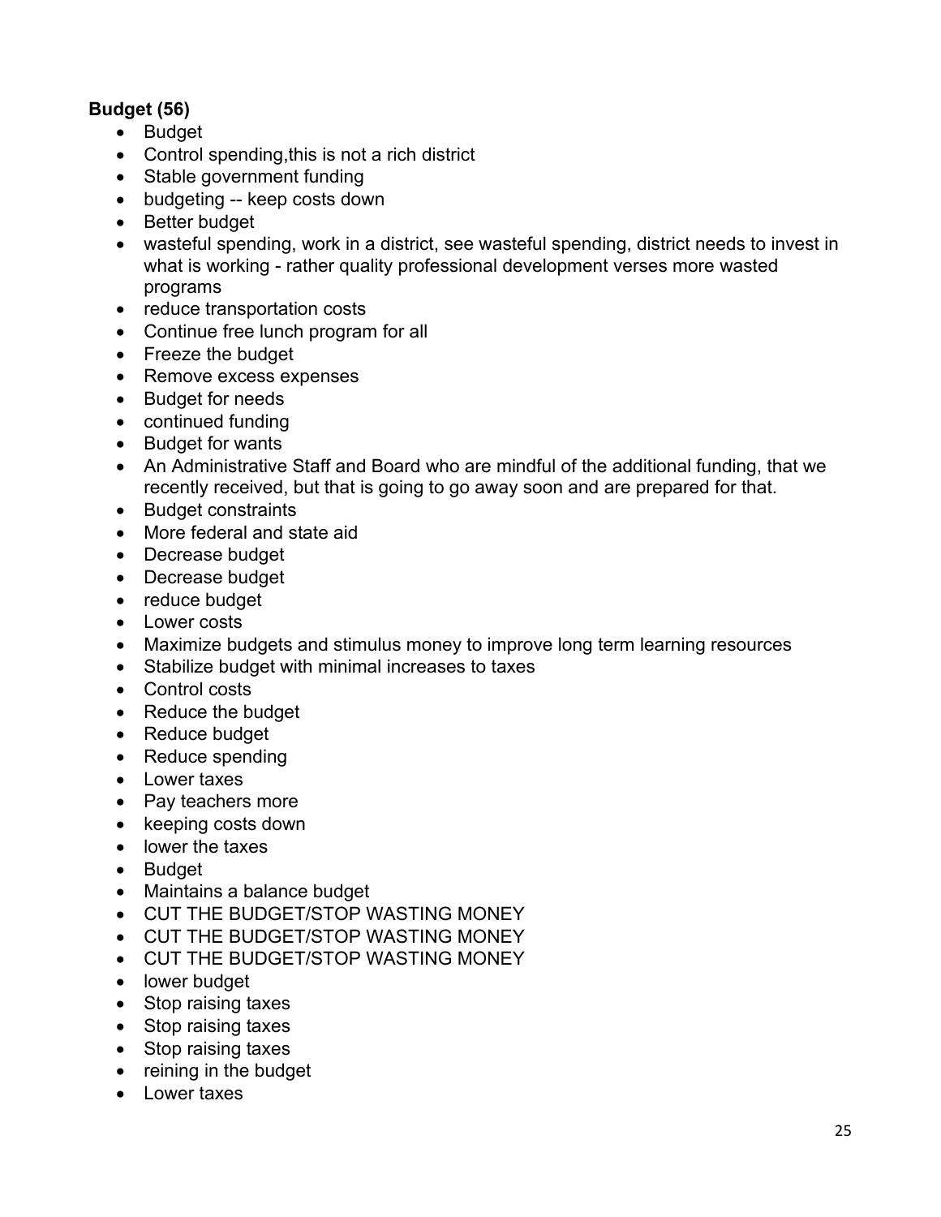**Budget (56)**

- Budget
- Control spending,this is not a rich district
- Stable government funding
- budgeting -- keep costs down
- Better budget
- wasteful spending, work in a district, see wasteful spending, district needs to invest in what is working - rather quality professional development verses more wasted programs
- reduce transportation costs
- Continue free lunch program for all
- Freeze the budget
- Remove excess expenses
- Budget for needs
- continued funding
- Budget for wants
- An Administrative Staff and Board who are mindful of the additional funding, that we recently received, but that is going to go away soon and are prepared for that.
- Budget constraints
- More federal and state aid
- Decrease budget
- Decrease budget
- reduce budget
- Lower costs
- Maximize budgets and stimulus money to improve long term learning resources
- Stabilize budget with minimal increases to taxes
- Control costs
- Reduce the budget
- Reduce budget
- Reduce spending
- Lower taxes
- Pay teachers more
- keeping costs down
- lower the taxes
- Budget
- Maintains a balance budget
- CUT THE BUDGET/STOP WASTING MONEY
- CUT THE BUDGET/STOP WASTING MONEY
- CUT THE BUDGET/STOP WASTING MONEY
- lower budget
- Stop raising taxes
- Stop raising taxes
- Stop raising taxes
- reining in the budget
- Lower taxes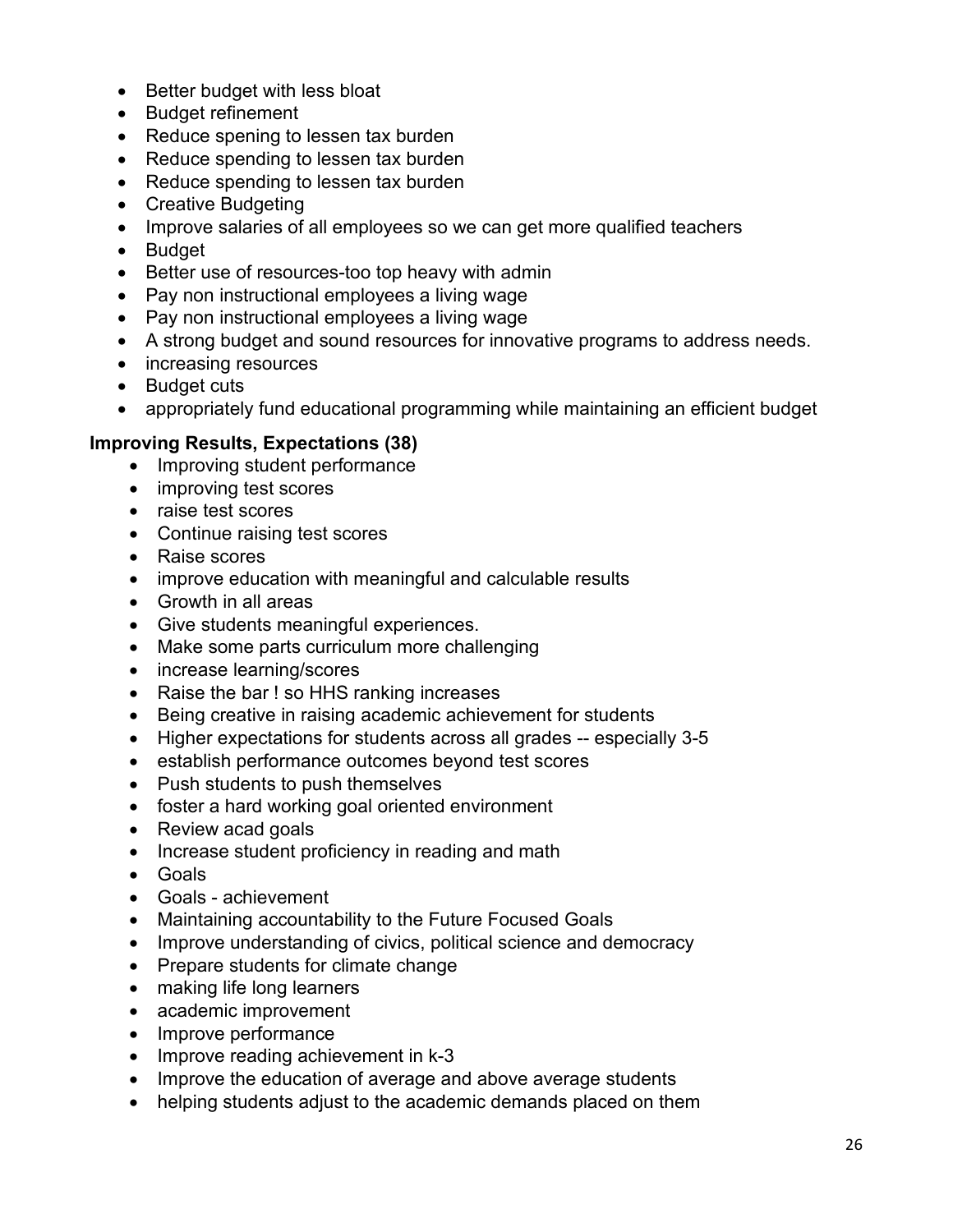- Better budget with less bloat
- Budget refinement
- Reduce spening to lessen tax burden
- Reduce spending to lessen tax burden
- Reduce spending to lessen tax burden
- Creative Budgeting
- Improve salaries of all employees so we can get more qualified teachers
- Budget
- Better use of resources-too top heavy with admin
- Pay non instructional employees a living wage
- Pay non instructional employees a living wage
- A strong budget and sound resources for innovative programs to address needs.
- increasing resources
- Budget cuts
- appropriately fund educational programming while maintaining an efficient budget

**Improving Results, Expectations (38)**

- Improving student performance
- improving test scores
- raise test scores
- Continue raising test scores
- Raise scores
- improve education with meaningful and calculable results
- Growth in all areas
- Give students meaningful experiences.
- Make some parts curriculum more challenging
- increase learning/scores
- Raise the bar ! so HHS ranking increases
- Being creative in raising academic achievement for students
- Higher expectations for students across all grades -- especially 3-5
- establish performance outcomes beyond test scores
- Push students to push themselves
- foster a hard working goal oriented environment
- Review acad goals
- Increase student proficiency in reading and math
- Goals
- Goals - achievement
- Maintaining accountability to the Future Focused Goals
- Improve understanding of civics, political science and democracy
- Prepare students for climate change
- making life long learners
- academic improvement
- Improve performance
- Improve reading achievement in k-3
- Improve the education of average and above average students
- helping students adjust to the academic demands placed on them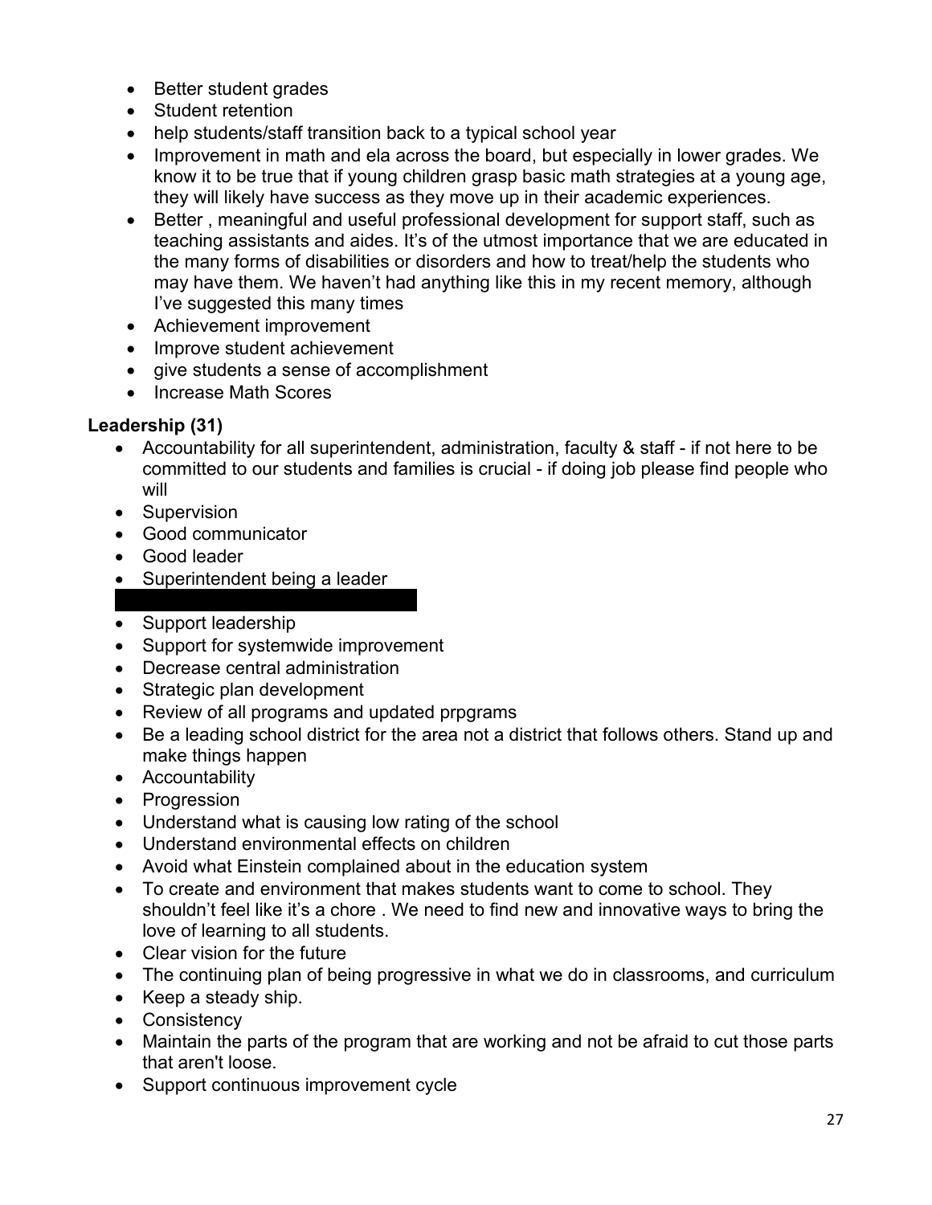- Better student grades
- Student retention
- help students/staff transition back to a typical school year
- Improvement in math and ela across the board, but especially in lower grades. We know it to be true that if young children grasp basic math strategies at a young age, they will likely have success as they move up in their academic experiences.
- Better , meaningful and useful professional development for support staff, such as teaching assistants and aides. It's of the utmost importance that we are educated in the many forms of disabilities or disorders and how to treat/help the students who may have them. We haven't had anything like this in my recent memory, although I've suggested this many times
- Achievement improvement
- Improve student achievement
- give students a sense of accomplishment
- Increase Math Scores

**Leadership (31)**

- Accountability for all superintendent, administration, faculty & staff - if not here to be committed to our students and families is crucial - if doing job please find people who will
- Supervision
- Good communicator
- Good leader
- Superintendent being a leader
- Support leadership
- Support for systemwide improvement
- Decrease central administration
- Strategic plan development
- Review of all programs and updated prpgrams
- Be a leading school district for the area not a district that follows others. Stand up and make things happen
- Accountability
- Progression
- Understand what is causing low rating of the school
- Understand environmental effects on children
- Avoid what Einstein complained about in the education system
- To create and environment that makes students want to come to school. They shouldn't feel like it's a chore . We need to find new and innovative ways to bring the love of learning to all students.
- Clear vision for the future
- The continuing plan of being progressive in what we do in classrooms, and curriculum
- Keep a steady ship.
- Consistency
- Maintain the parts of the program that are working and not be afraid to cut those parts that aren't loose.
- Support continuous improvement cycle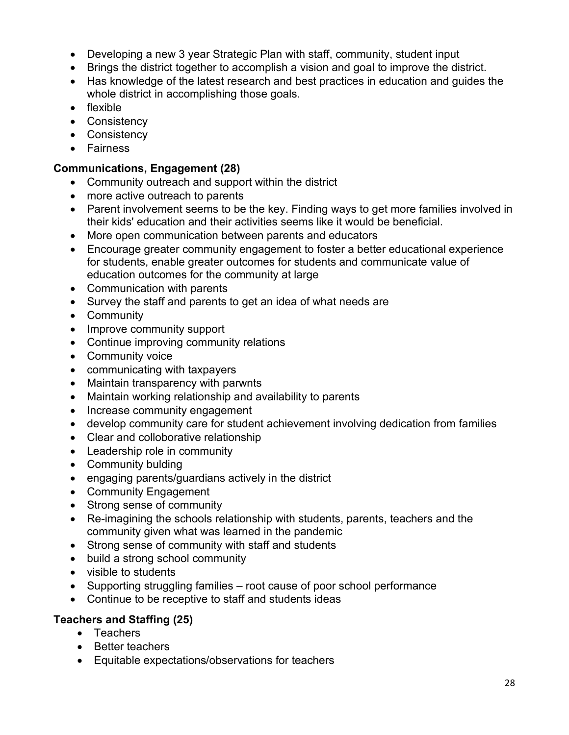- Developing a new 3 year Strategic Plan with staff, community, student input
- Brings the district together to accomplish a vision and goal to improve the district.
- Has knowledge of the latest research and best practices in education and guides the whole district in accomplishing those goals.
- flexible
- Consistency
- Consistency
- Fairness

**Communications, Engagement (28)**

- Community outreach and support within the district
- more active outreach to parents
- Parent involvement seems to be the key. Finding ways to get more families involved in their kids' education and their activities seems like it would be beneficial.
- More open communication between parents and educators
- Encourage greater community engagement to foster a better educational experience for students, enable greater outcomes for students and communicate value of education outcomes for the community at large
- Communication with parents
- Survey the staff and parents to get an idea of what needs are
- Community
- Improve community support
- Continue improving community relations
- Community voice
- communicating with taxpayers
- Maintain transparency with parwnts
- Maintain working relationship and availability to parents
- Increase community engagement
- develop community care for student achievement involving dedication from families
- Clear and colloborative relationship
- Leadership role in community
- Community bulding
- engaging parents/guardians actively in the district
- Community Engagement
- Strong sense of community
- Re-imagining the schools relationship with students, parents, teachers and the community given what was learned in the pandemic
- Strong sense of community with staff and students
- build a strong school community
- visible to students
- Supporting struggling families – root cause of poor school performance
- Continue to be receptive to staff and students ideas

**Teachers and Staffing (25)**

- Teachers
- Better teachers
- Equitable expectations/observations for teachers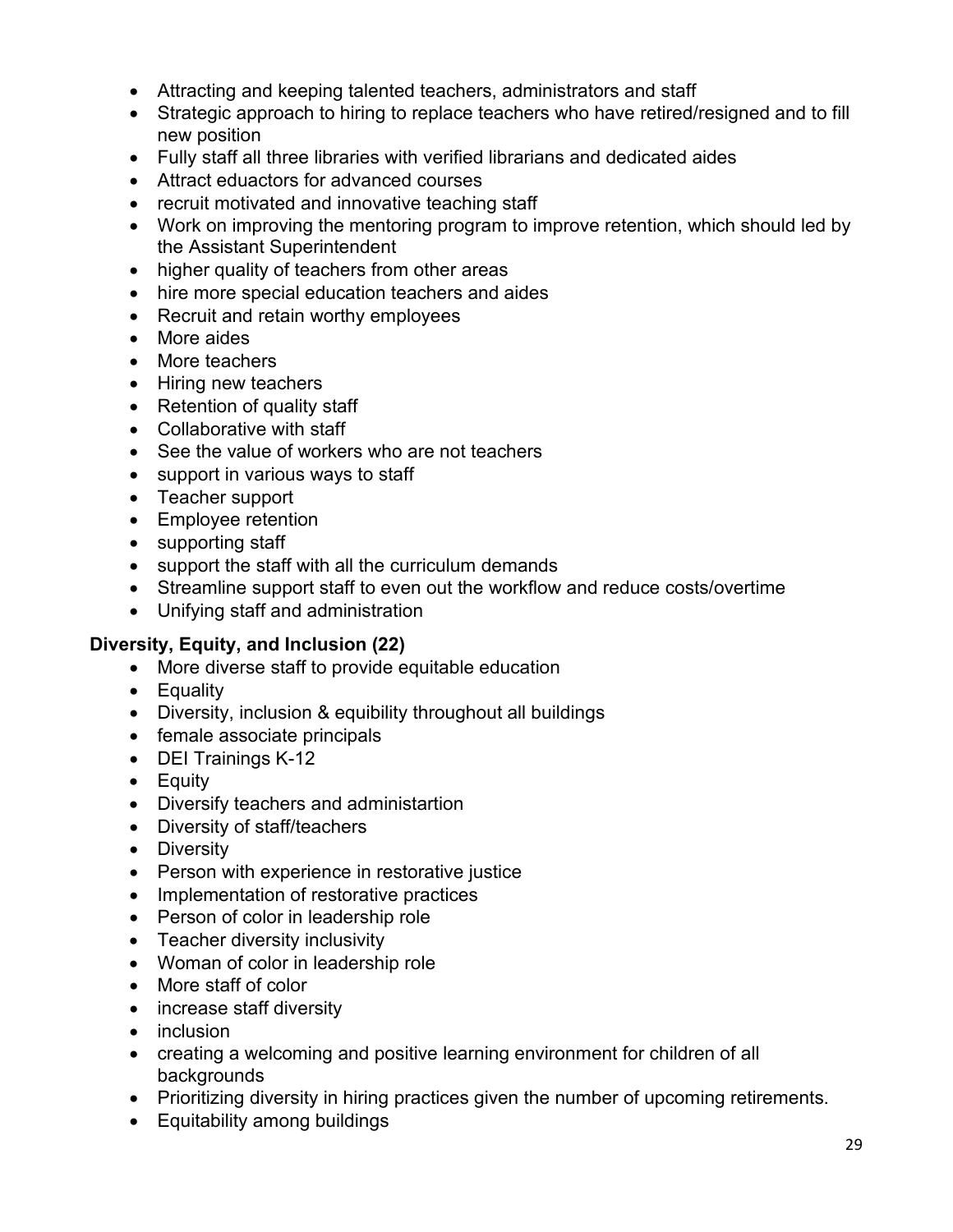- Attracting and keeping talented teachers, administrators and staff
- Strategic approach to hiring to replace teachers who have retired/resigned and to fill new position
- Fully staff all three libraries with verified librarians and dedicated aides
- Attract eduactors for advanced courses
- recruit motivated and innovative teaching staff
- Work on improving the mentoring program to improve retention, which should led by the Assistant Superintendent
- higher quality of teachers from other areas
- hire more special education teachers and aides
- Recruit and retain worthy employees
- More aides
- More teachers
- Hiring new teachers
- Retention of quality staff
- Collaborative with staff
- See the value of workers who are not teachers
- support in various ways to staff
- Teacher support
- Employee retention
- supporting staff
- support the staff with all the curriculum demands
- Streamline support staff to even out the workflow and reduce costs/overtime
- Unifying staff and administration

**Diversity, Equity, and Inclusion (22)**

- More diverse staff to provide equitable education
- Equality
- Diversity, inclusion & equibility throughout all buildings
- female associate principals
- DEI Trainings K-12
- Equity
- Diversify teachers and administartion
- Diversity of staff/teachers
- Diversity
- Person with experience in restorative justice
- Implementation of restorative practices
- Person of color in leadership role
- Teacher diversity inclusivity
- Woman of color in leadership role
- More staff of color
- increase staff diversity
- inclusion
- creating a welcoming and positive learning environment for children of all backgrounds
- Prioritizing diversity in hiring practices given the number of upcoming retirements.
- Equitability among buildings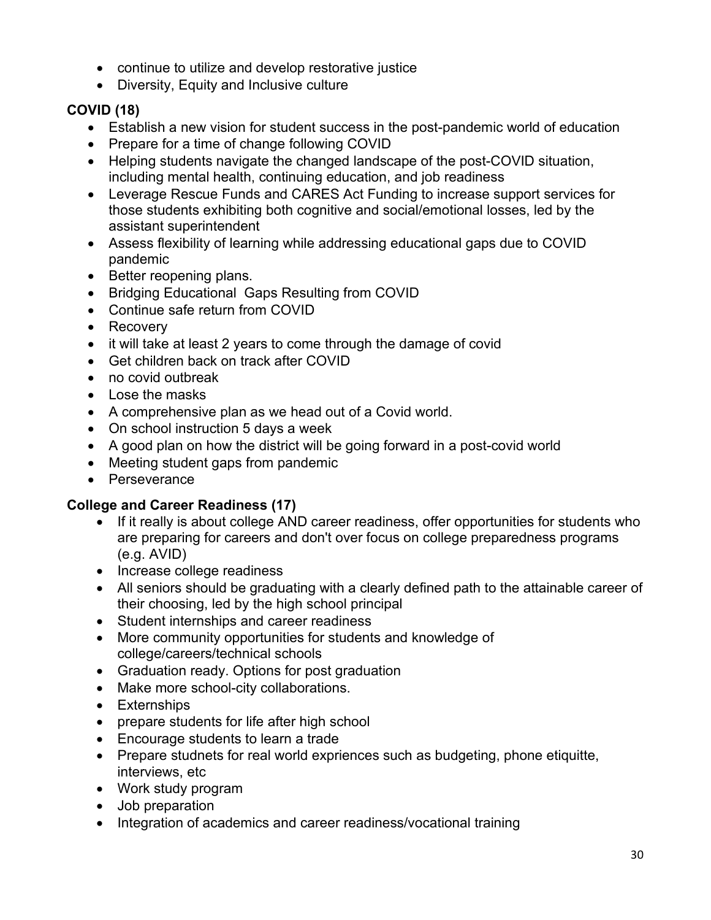- continue to utilize and develop restorative justice
- Diversity, Equity and Inclusive culture

**COVID (18)**

- Establish a new vision for student success in the post-pandemic world of education
- Prepare for a time of change following COVID
- Helping students navigate the changed landscape of the post-COVID situation, including mental health, continuing education, and job readiness
- Leverage Rescue Funds and CARES Act Funding to increase support services for those students exhibiting both cognitive and social/emotional losses, led by the assistant superintendent
- Assess flexibility of learning while addressing educational gaps due to COVID pandemic
- Better reopening plans.
- Bridging Educational Gaps Resulting from COVID
- Continue safe return from COVID
- Recovery
- it will take at least 2 years to come through the damage of covid
- Get children back on track after COVID
- no covid outbreak
- Lose the masks
- A comprehensive plan as we head out of a Covid world.
- On school instruction 5 days a week
- A good plan on how the district will be going forward in a post-covid world
- Meeting student gaps from pandemic
- Perseverance

**College and Career Readiness (17)**

- If it really is about college AND career readiness, offer opportunities for students who are preparing for careers and don't over focus on college preparedness programs (e.g. AVID)
- Increase college readiness
- All seniors should be graduating with a clearly defined path to the attainable career of their choosing, led by the high school principal
- Student internships and career readiness
- More community opportunities for students and knowledge of college/careers/technical schools
- Graduation ready. Options for post graduation
- Make more school-city collaborations.
- Externships
- prepare students for life after high school
- Encourage students to learn a trade
- Prepare studnets for real world expriences such as budgeting, phone etiquitte, interviews, etc
- Work study program
- Job preparation
- Integration of academics and career readiness/vocational training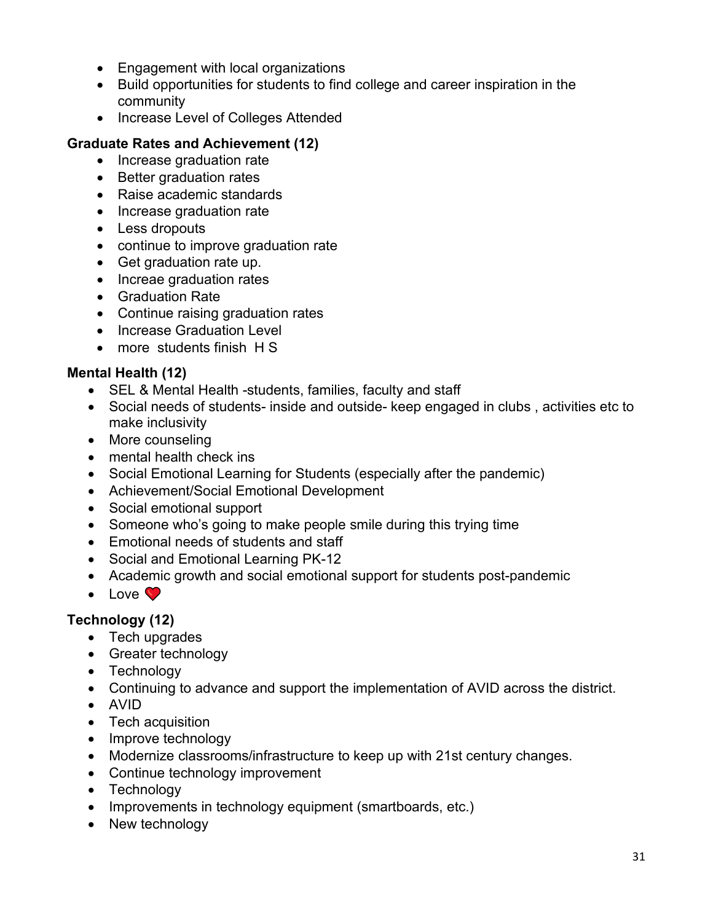- Engagement with local organizations
- Build opportunities for students to find college and career inspiration in the community
- Increase Level of Colleges Attended

**Graduate Rates and Achievement (12)**

- Increase graduation rate
- Better graduation rates
- Raise academic standards
- Increase graduation rate
- Less dropouts
- continue to improve graduation rate
- Get graduation rate up.
- Increae graduation rates
- Graduation Rate
- Continue raising graduation rates
- Increase Graduation Level
- more students finish H S

**Mental Health (12)**

- SEL & Mental Health -students, families, faculty and staff
- Social needs of students- inside and outside- keep engaged in clubs , activities etc to make inclusivity
- More counseling
- mental health check ins
- Social Emotional Learning for Students (especially after the pandemic)
- Achievement/Social Emotional Development
- Social emotional support
- Someone who's going to make people smile during this trying time
- Emotional needs of students and staff
- Social and Emotional Learning PK-12
- Academic growth and social emotional support for students post-pandemic
- Love ❤️

**Technology (12)**

- Tech upgrades
- Greater technology
- Technology
- Continuing to advance and support the implementation of AVID across the district.
- AVID
- Tech acquisition
- Improve technology
- Modernize classrooms/infrastructure to keep up with 21st century changes.
- Continue technology improvement
- Technology
- Improvements in technology equipment (smartboards, etc.)
- New technology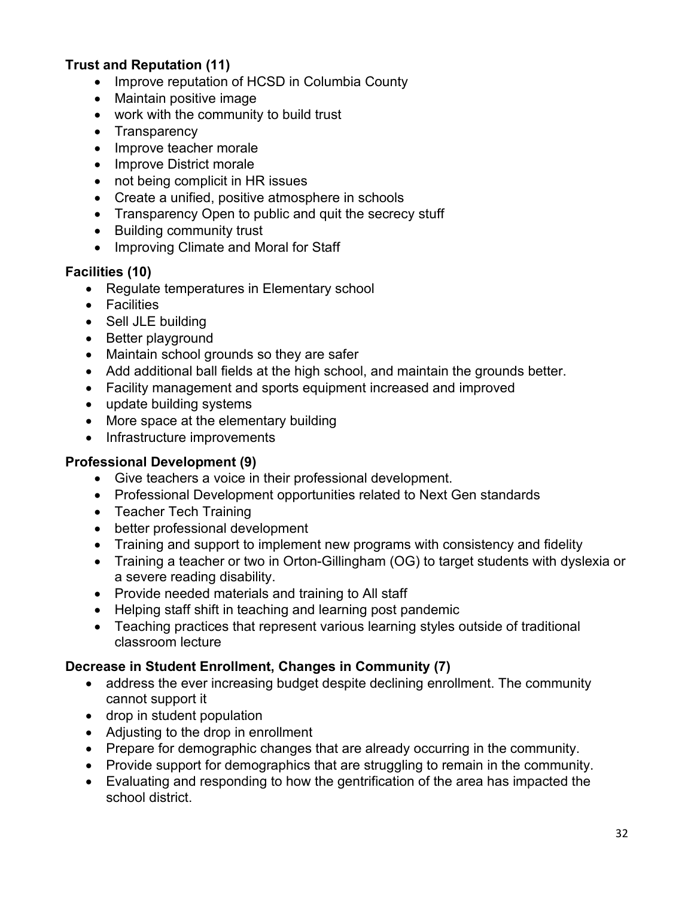**Trust and Reputation (11)**

- Improve reputation of HCSD in Columbia County
- Maintain positive image
- work with the community to build trust
- Transparency
- Improve teacher morale
- Improve District morale
- not being complicit in HR issues
- Create a unified, positive atmosphere in schools
- Transparency Open to public and quit the secrecy stuff
- Building community trust
- Improving Climate and Moral for Staff

**Facilities (10)**

- Regulate temperatures in Elementary school
- Facilities
- Sell JLE building
- Better playground
- Maintain school grounds so they are safer
- Add additional ball fields at the high school, and maintain the grounds better.
- Facility management and sports equipment increased and improved
- update building systems
- More space at the elementary building
- Infrastructure improvements

**Professional Development (9)**

- Give teachers a voice in their professional development.
- Professional Development opportunities related to Next Gen standards
- Teacher Tech Training
- better professional development
- Training and support to implement new programs with consistency and fidelity
- Training a teacher or two in Orton-Gillingham (OG) to target students with dyslexia or a severe reading disability.
- Provide needed materials and training to All staff
- Helping staff shift in teaching and learning post pandemic
- Teaching practices that represent various learning styles outside of traditional classroom lecture

**Decrease in Student Enrollment, Changes in Community (7)**

- address the ever increasing budget despite declining enrollment. The community cannot support it
- drop in student population
- Adjusting to the drop in enrollment
- Prepare for demographic changes that are already occurring in the community.
- Provide support for demographics that are struggling to remain in the community.
- Evaluating and responding to how the gentrification of the area has impacted the school district.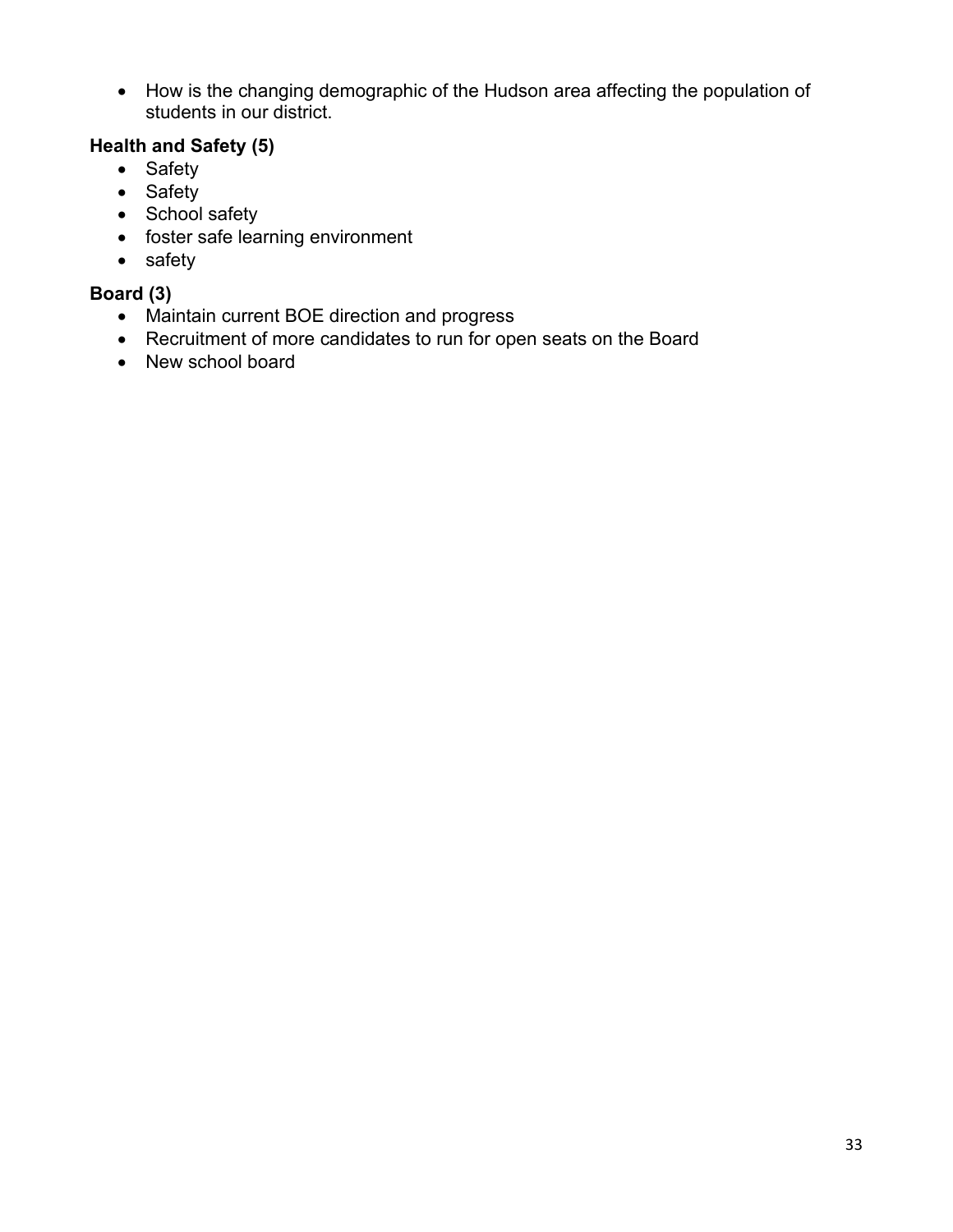- How is the changing demographic of the Hudson area affecting the population of students in our district.

**Health and Safety (5)**

- Safety
- Safety
- School safety
- foster safe learning environment
- safety

**Board (3)**

- Maintain current BOE direction and progress
- Recruitment of more candidates to run for open seats on the Board
- New school board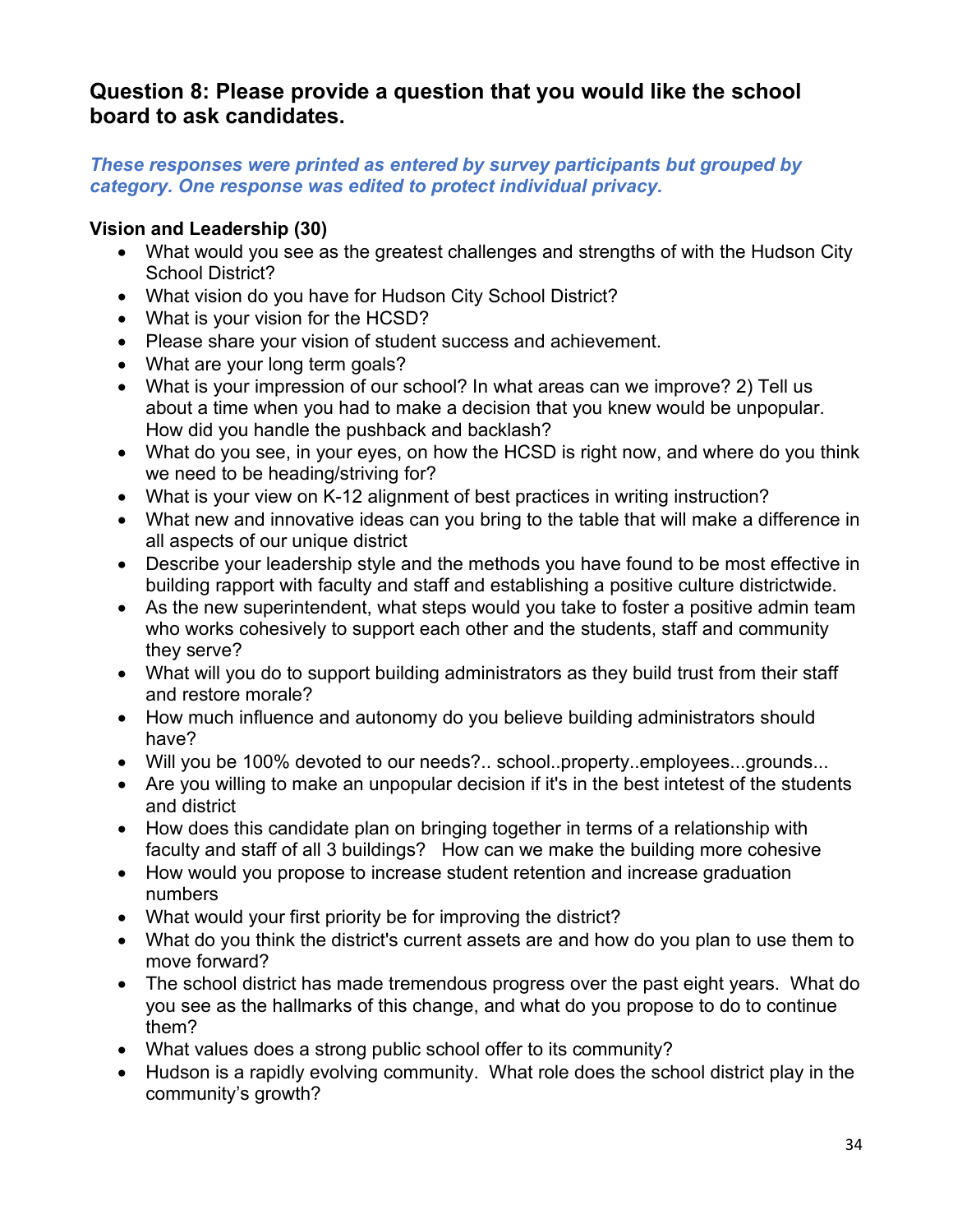## Question 8: Please provide a question that you would like the school board to ask candidates.

***These responses were printed as entered by survey participants but grouped by category. One response was edited to protect individual privacy.***

**Vision and Leadership (30)**

- What would you see as the greatest challenges and strengths of with the Hudson City School District?
- What vision do you have for Hudson City School District?
- What is your vision for the HCSD?
- Please share your vision of student success and achievement.
- What are your long term goals?
- What is your impression of our school? In what areas can we improve? 2) Tell us about a time when you had to make a decision that you knew would be unpopular. How did you handle the pushback and backlash?
- What do you see, in your eyes, on how the HCSD is right now, and where do you think we need to be heading/striving for?
- What is your view on K-12 alignment of best practices in writing instruction?
- What new and innovative ideas can you bring to the table that will make a difference in all aspects of our unique district
- Describe your leadership style and the methods you have found to be most effective in building rapport with faculty and staff and establishing a positive culture districtwide.
- As the new superintendent, what steps would you take to foster a positive admin team who works cohesively to support each other and the students, staff and community they serve?
- What will you do to support building administrators as they build trust from their staff and restore morale?
- How much influence and autonomy do you believe building administrators should have?
- Will you be 100% devoted to our needs?.. school..property..employees...grounds...
- Are you willing to make an unpopular decision if it's in the best intetest of the students and district
- How does this candidate plan on bringing together in terms of a relationship with faculty and staff of all 3 buildings? How can we make the building more cohesive
- How would you propose to increase student retention and increase graduation numbers
- What would your first priority be for improving the district?
- What do you think the district's current assets are and how do you plan to use them to move forward?
- The school district has made tremendous progress over the past eight years. What do you see as the hallmarks of this change, and what do you propose to do to continue them?
- What values does a strong public school offer to its community?
- Hudson is a rapidly evolving community. What role does the school district play in the community's growth?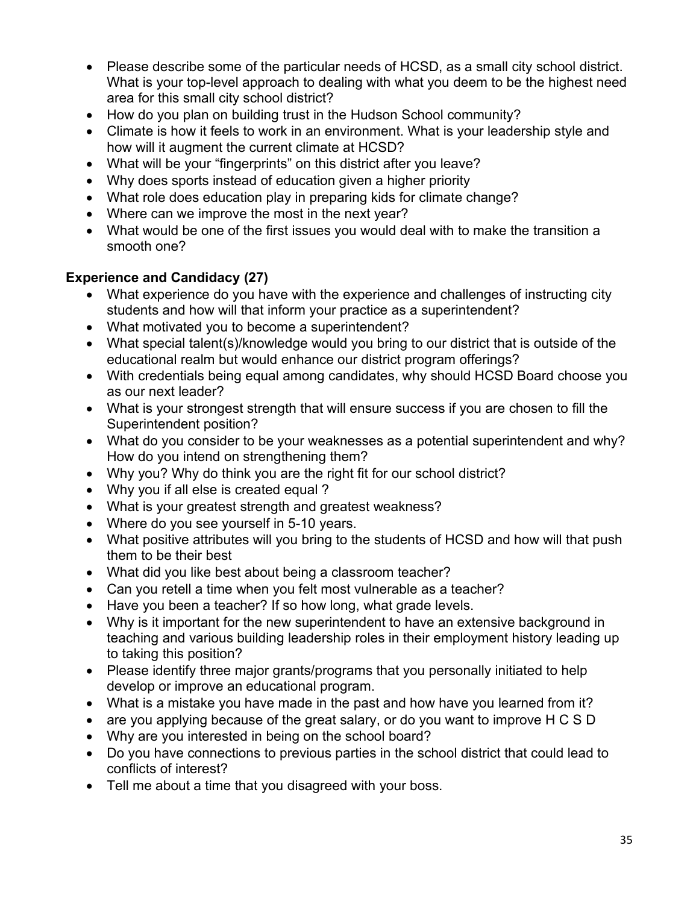- Please describe some of the particular needs of HCSD, as a small city school district. What is your top-level approach to dealing with what you deem to be the highest need area for this small city school district?
- How do you plan on building trust in the Hudson School community?
- Climate is how it feels to work in an environment. What is your leadership style and how will it augment the current climate at HCSD?
- What will be your "fingerprints" on this district after you leave?
- Why does sports instead of education given a higher priority
- What role does education play in preparing kids for climate change?
- Where can we improve the most in the next year?
- What would be one of the first issues you would deal with to make the transition a smooth one?

**Experience and Candidacy (27)**

- What experience do you have with the experience and challenges of instructing city students and how will that inform your practice as a superintendent?
- What motivated you to become a superintendent?
- What special talent(s)/knowledge would you bring to our district that is outside of the educational realm but would enhance our district program offerings?
- With credentials being equal among candidates, why should HCSD Board choose you as our next leader?
- What is your strongest strength that will ensure success if you are chosen to fill the Superintendent position?
- What do you consider to be your weaknesses as a potential superintendent and why? How do you intend on strengthening them?
- Why you? Why do think you are the right fit for our school district?
- Why you if all else is created equal ?
- What is your greatest strength and greatest weakness?
- Where do you see yourself in 5-10 years.
- What positive attributes will you bring to the students of HCSD and how will that push them to be their best
- What did you like best about being a classroom teacher?
- Can you retell a time when you felt most vulnerable as a teacher?
- Have you been a teacher? If so how long, what grade levels.
- Why is it important for the new superintendent to have an extensive background in teaching and various building leadership roles in their employment history leading up to taking this position?
- Please identify three major grants/programs that you personally initiated to help develop or improve an educational program.
- What is a mistake you have made in the past and how have you learned from it?
- are you applying because of the great salary, or do you want to improve H C S D
- Why are you interested in being on the school board?
- Do you have connections to previous parties in the school district that could lead to conflicts of interest?
- Tell me about a time that you disagreed with your boss.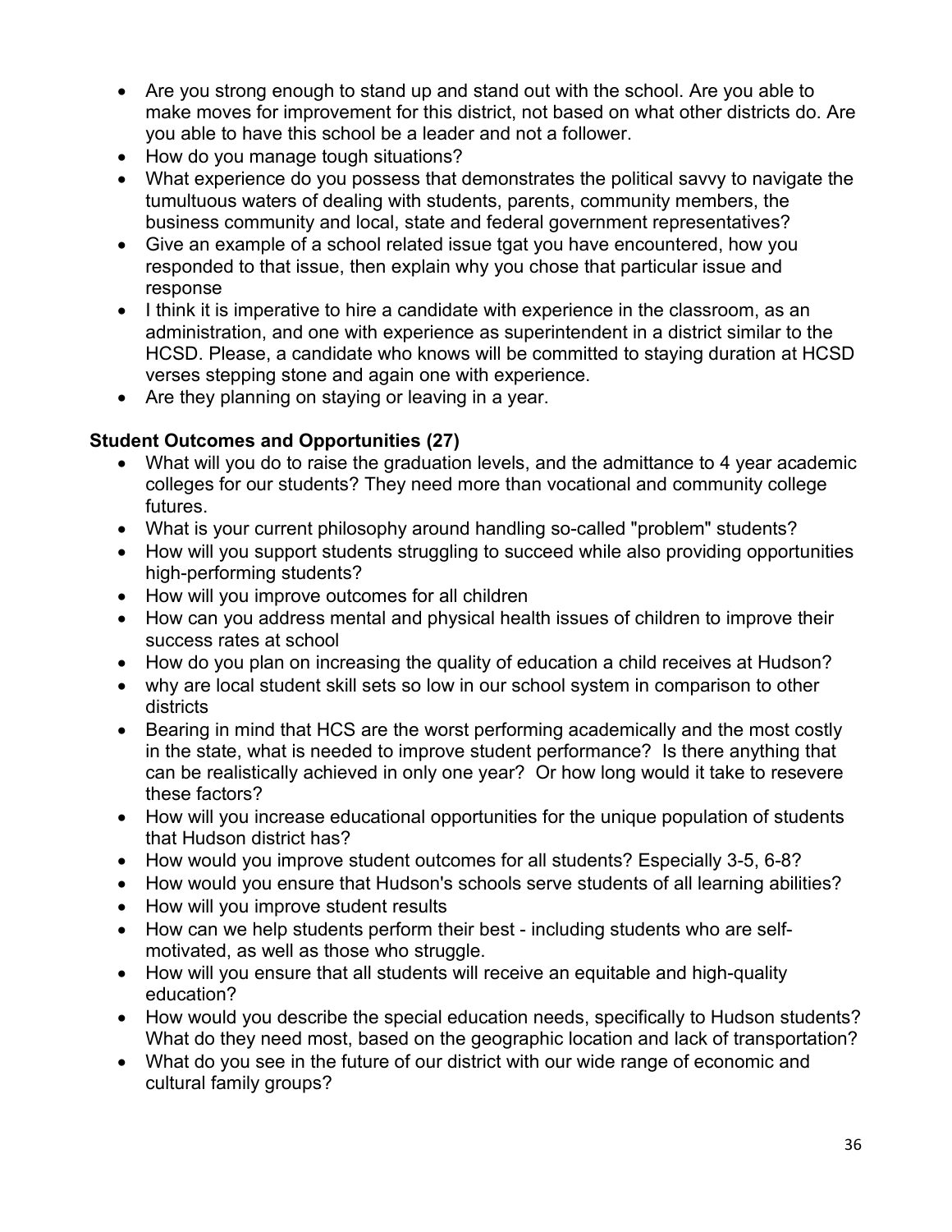- Are you strong enough to stand up and stand out with the school. Are you able to make moves for improvement for this district, not based on what other districts do. Are you able to have this school be a leader and not a follower.
- How do you manage tough situations?
- What experience do you possess that demonstrates the political savvy to navigate the tumultuous waters of dealing with students, parents, community members, the business community and local, state and federal government representatives?
- Give an example of a school related issue tgat you have encountered, how you responded to that issue, then explain why you chose that particular issue and response
- I think it is imperative to hire a candidate with experience in the classroom, as an administration, and one with experience as superintendent in a district similar to the HCSD. Please, a candidate who knows will be committed to staying duration at HCSD verses stepping stone and again one with experience.
- Are they planning on staying or leaving in a year.

**Student Outcomes and Opportunities (27)**

- What will you do to raise the graduation levels, and the admittance to 4 year academic colleges for our students? They need more than vocational and community college futures.
- What is your current philosophy around handling so-called "problem" students?
- How will you support students struggling to succeed while also providing opportunities high-performing students?
- How will you improve outcomes for all children
- How can you address mental and physical health issues of children to improve their success rates at school
- How do you plan on increasing the quality of education a child receives at Hudson?
- why are local student skill sets so low in our school system in comparison to other districts
- Bearing in mind that HCS are the worst performing academically and the most costly in the state, what is needed to improve student performance? Is there anything that can be realistically achieved in only one year? Or how long would it take to resevere these factors?
- How will you increase educational opportunities for the unique population of students that Hudson district has?
- How would you improve student outcomes for all students? Especially 3-5, 6-8?
- How would you ensure that Hudson's schools serve students of all learning abilities?
- How will you improve student results
- How can we help students perform their best - including students who are self-motivated, as well as those who struggle.
- How will you ensure that all students will receive an equitable and high-quality education?
- How would you describe the special education needs, specifically to Hudson students? What do they need most, based on the geographic location and lack of transportation?
- What do you see in the future of our district with our wide range of economic and cultural family groups?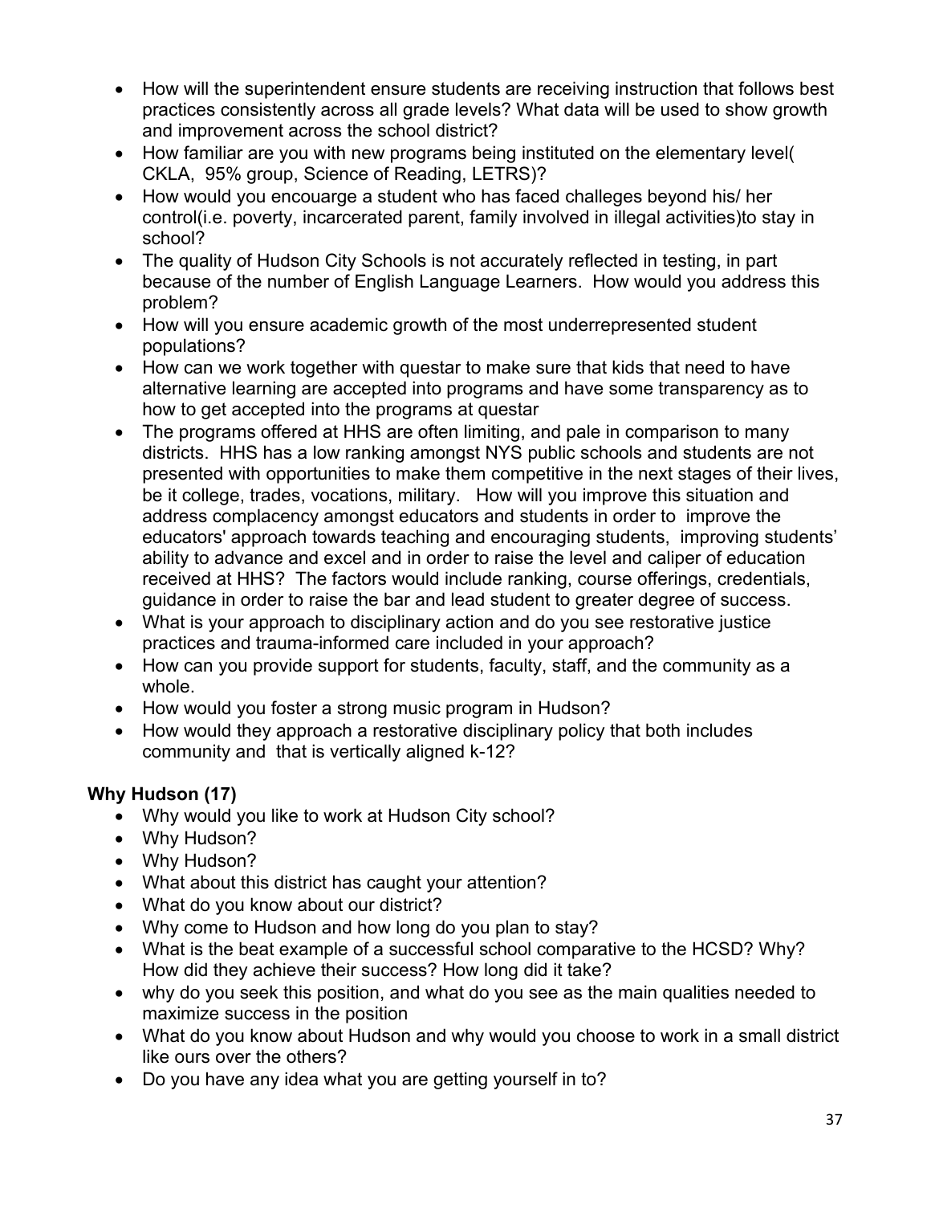- How will the superintendent ensure students are receiving instruction that follows best practices consistently across all grade levels? What data will be used to show growth and improvement across the school district?
- How familiar are you with new programs being instituted on the elementary level( CKLA, 95% group, Science of Reading, LETRS)?
- How would you encouarge a student who has faced challeges beyond his/ her control(i.e. poverty, incarcerated parent, family involved in illegal activities)to stay in school?
- The quality of Hudson City Schools is not accurately reflected in testing, in part because of the number of English Language Learners. How would you address this problem?
- How will you ensure academic growth of the most underrepresented student populations?
- How can we work together with questar to make sure that kids that need to have alternative learning are accepted into programs and have some transparency as to how to get accepted into the programs at questar
- The programs offered at HHS are often limiting, and pale in comparison to many districts. HHS has a low ranking amongst NYS public schools and students are not presented with opportunities to make them competitive in the next stages of their lives, be it college, trades, vocations, military. How will you improve this situation and address complacency amongst educators and students in order to improve the educators' approach towards teaching and encouraging students, improving students' ability to advance and excel and in order to raise the level and caliper of education received at HHS? The factors would include ranking, course offerings, credentials, guidance in order to raise the bar and lead student to greater degree of success.
- What is your approach to disciplinary action and do you see restorative justice practices and trauma-informed care included in your approach?
- How can you provide support for students, faculty, staff, and the community as a whole.
- How would you foster a strong music program in Hudson?
- How would they approach a restorative disciplinary policy that both includes community and that is vertically aligned k-12?

**Why Hudson (17)**

- Why would you like to work at Hudson City school?
- Why Hudson?
- Why Hudson?
- What about this district has caught your attention?
- What do you know about our district?
- Why come to Hudson and how long do you plan to stay?
- What is the beat example of a successful school comparative to the HCSD? Why? How did they achieve their success? How long did it take?
- why do you seek this position, and what do you see as the main qualities needed to maximize success in the position
- What do you know about Hudson and why would you choose to work in a small district like ours over the others?
- Do you have any idea what you are getting yourself in to?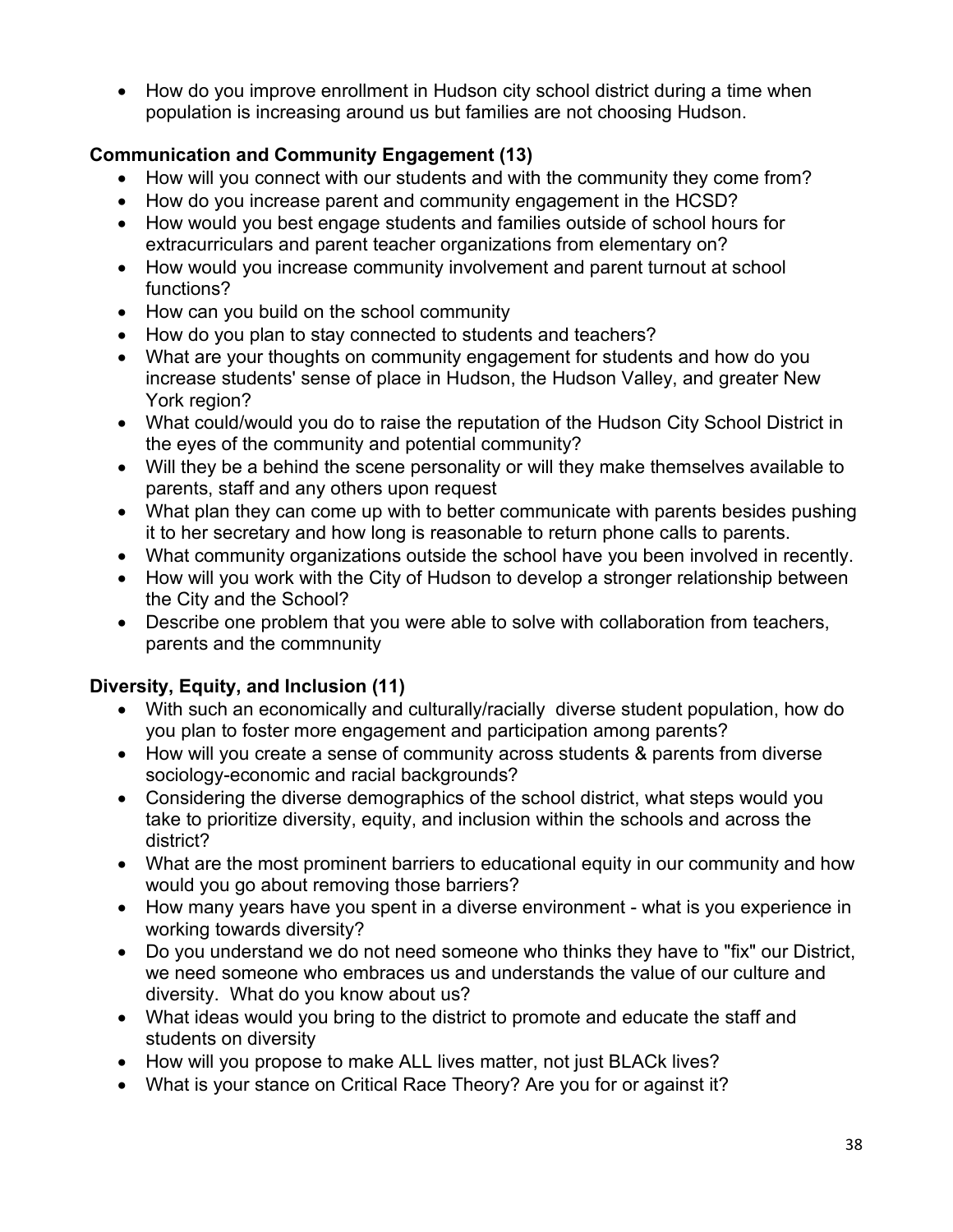- How do you improve enrollment in Hudson city school district during a time when population is increasing around us but families are not choosing Hudson.

**Communication and Community Engagement (13)**

- How will you connect with our students and with the community they come from?
- How do you increase parent and community engagement in the HCSD?
- How would you best engage students and families outside of school hours for extracurriculars and parent teacher organizations from elementary on?
- How would you increase community involvement and parent turnout at school functions?
- How can you build on the school community
- How do you plan to stay connected to students and teachers?
- What are your thoughts on community engagement for students and how do you increase students' sense of place in Hudson, the Hudson Valley, and greater New York region?
- What could/would you do to raise the reputation of the Hudson City School District in the eyes of the community and potential community?
- Will they be a behind the scene personality or will they make themselves available to parents, staff and any others upon request
- What plan they can come up with to better communicate with parents besides pushing it to her secretary and how long is reasonable to return phone calls to parents.
- What community organizations outside the school have you been involved in recently.
- How will you work with the City of Hudson to develop a stronger relationship between the City and the School?
- Describe one problem that you were able to solve with collaboration from teachers, parents and the commnunity

**Diversity, Equity, and Inclusion (11)**

- With such an economically and culturally/racially diverse student population, how do you plan to foster more engagement and participation among parents?
- How will you create a sense of community across students & parents from diverse sociology-economic and racial backgrounds?
- Considering the diverse demographics of the school district, what steps would you take to prioritize diversity, equity, and inclusion within the schools and across the district?
- What are the most prominent barriers to educational equity in our community and how would you go about removing those barriers?
- How many years have you spent in a diverse environment - what is you experience in working towards diversity?
- Do you understand we do not need someone who thinks they have to "fix" our District, we need someone who embraces us and understands the value of our culture and diversity. What do you know about us?
- What ideas would you bring to the district to promote and educate the staff and students on diversity
- How will you propose to make ALL lives matter, not just BLACk lives?
- What is your stance on Critical Race Theory? Are you for or against it?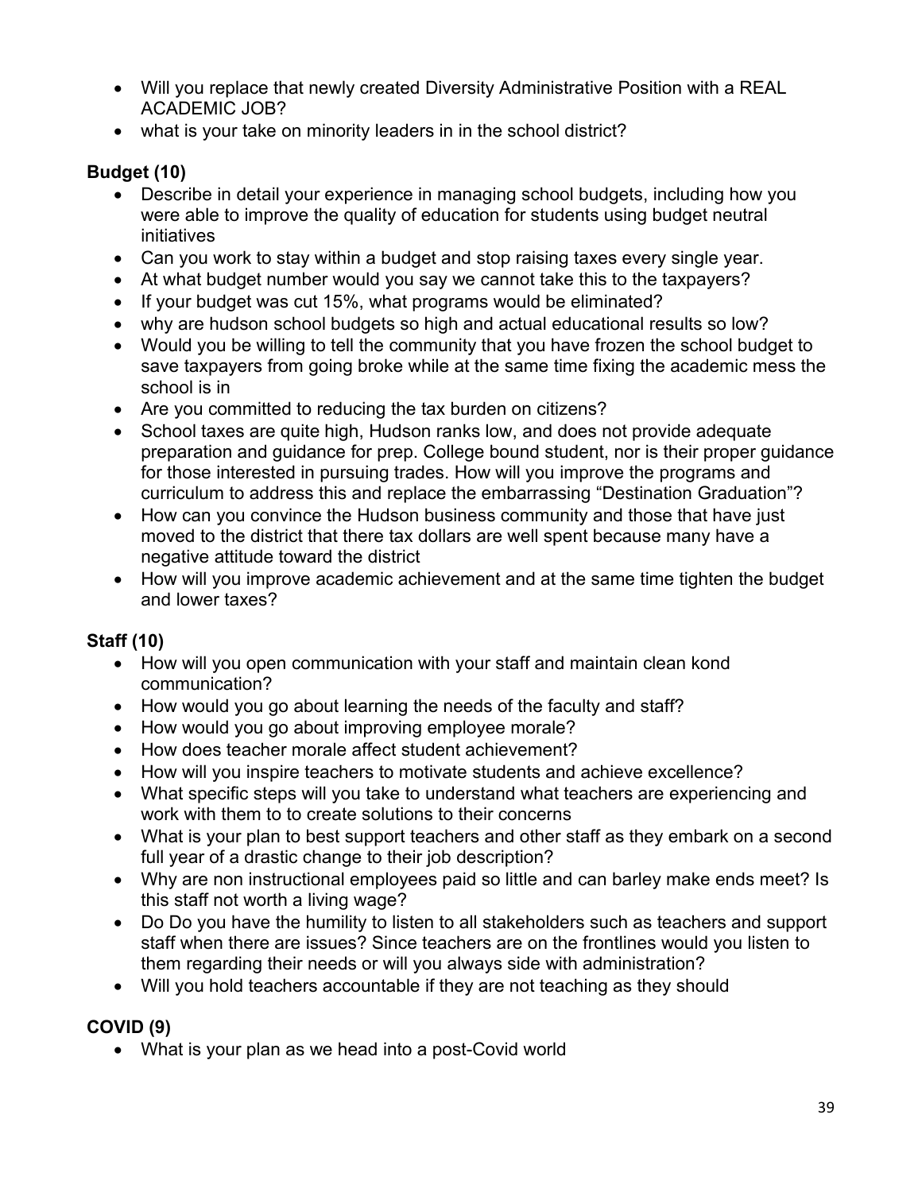- Will you replace that newly created Diversity Administrative Position with a REAL ACADEMIC JOB?
- what is your take on minority leaders in in the school district?

**Budget (10)**

- Describe in detail your experience in managing school budgets, including how you were able to improve the quality of education for students using budget neutral initiatives
- Can you work to stay within a budget and stop raising taxes every single year.
- At what budget number would you say we cannot take this to the taxpayers?
- If your budget was cut 15%, what programs would be eliminated?
- why are hudson school budgets so high and actual educational results so low?
- Would you be willing to tell the community that you have frozen the school budget to save taxpayers from going broke while at the same time fixing the academic mess the school is in
- Are you committed to reducing the tax burden on citizens?
- School taxes are quite high, Hudson ranks low, and does not provide adequate preparation and guidance for prep. College bound student, nor is their proper guidance for those interested in pursuing trades. How will you improve the programs and curriculum to address this and replace the embarrassing "Destination Graduation"?
- How can you convince the Hudson business community and those that have just moved to the district that there tax dollars are well spent because many have a negative attitude toward the district
- How will you improve academic achievement and at the same time tighten the budget and lower taxes?

**Staff (10)**

- How will you open communication with your staff and maintain clean kond communication?
- How would you go about learning the needs of the faculty and staff?
- How would you go about improving employee morale?
- How does teacher morale affect student achievement?
- How will you inspire teachers to motivate students and achieve excellence?
- What specific steps will you take to understand what teachers are experiencing and work with them to to create solutions to their concerns
- What is your plan to best support teachers and other staff as they embark on a second full year of a drastic change to their job description?
- Why are non instructional employees paid so little and can barley make ends meet? Is this staff not worth a living wage?
- Do Do you have the humility to listen to all stakeholders such as teachers and support staff when there are issues? Since teachers are on the frontlines would you listen to them regarding their needs or will you always side with administration?
- Will you hold teachers accountable if they are not teaching as they should

**COVID (9)**

- What is your plan as we head into a post-Covid world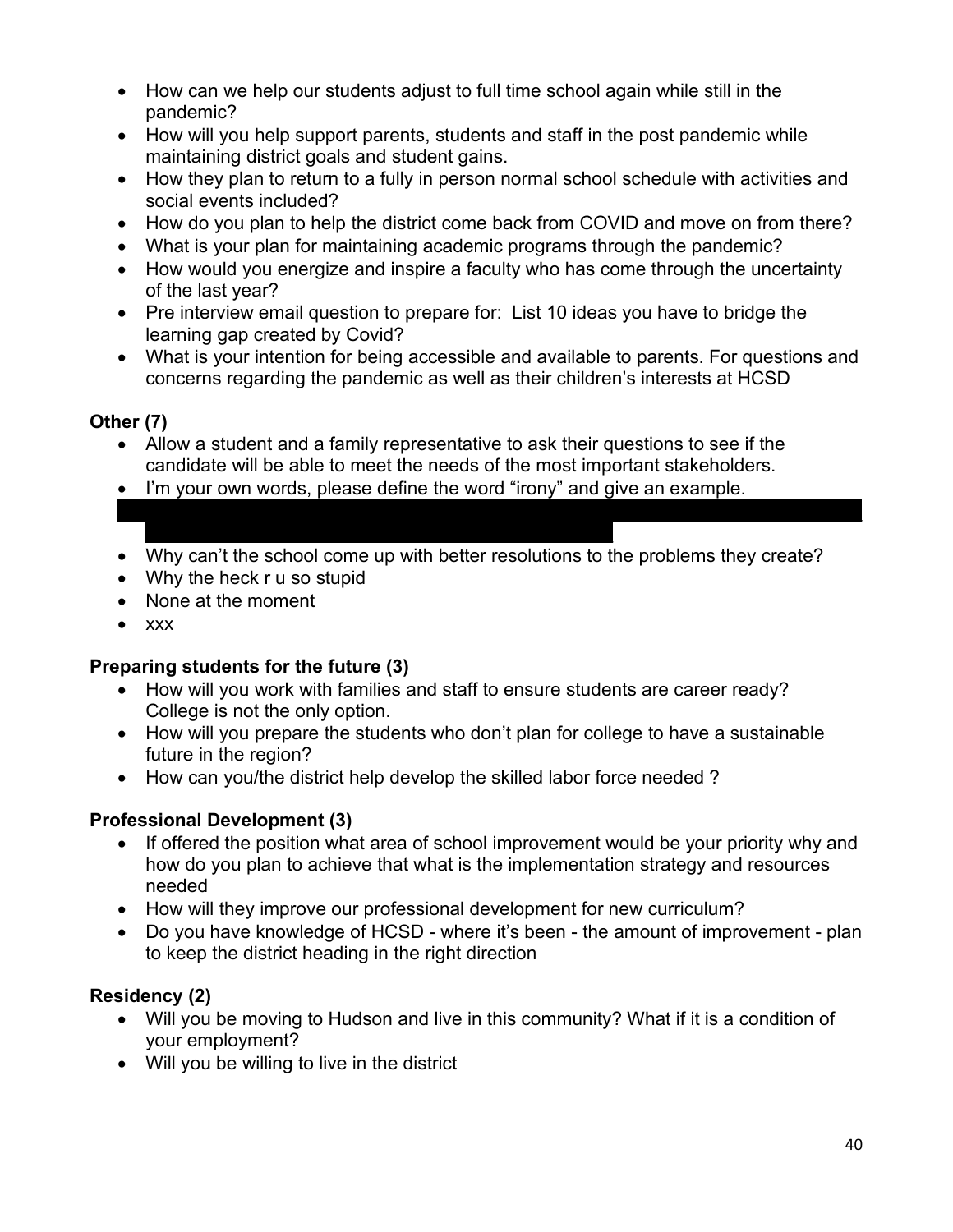- How can we help our students adjust to full time school again while still in the pandemic?
- How will you help support parents, students and staff in the post pandemic while maintaining district goals and student gains.
- How they plan to return to a fully in person normal school schedule with activities and social events included?
- How do you plan to help the district come back from COVID and move on from there?
- What is your plan for maintaining academic programs through the pandemic?
- How would you energize and inspire a faculty who has come through the uncertainty of the last year?
- Pre interview email question to prepare for: List 10 ideas you have to bridge the learning gap created by Covid?
- What is your intention for being accessible and available to parents. For questions and concerns regarding the pandemic as well as their children's interests at HCSD

**Other (7)**

- Allow a student and a family representative to ask their questions to see if the candidate will be able to meet the needs of the most important stakeholders.
- I'm your own words, please define the word "irony" and give an example.
- Why can't the school come up with better resolutions to the problems they create?
- Why the heck r u so stupid
- None at the moment
- xxx

**Preparing students for the future (3)**

- How will you work with families and staff to ensure students are career ready? College is not the only option.
- How will you prepare the students who don't plan for college to have a sustainable future in the region?
- How can you/the district help develop the skilled labor force needed ?

**Professional Development (3)**

- If offered the position what area of school improvement would be your priority why and how do you plan to achieve that what is the implementation strategy and resources needed
- How will they improve our professional development for new curriculum?
- Do you have knowledge of HCSD - where it's been - the amount of improvement - plan to keep the district heading in the right direction

**Residency (2)**

- Will you be moving to Hudson and live in this community? What if it is a condition of your employment?
- Will you be willing to live in the district